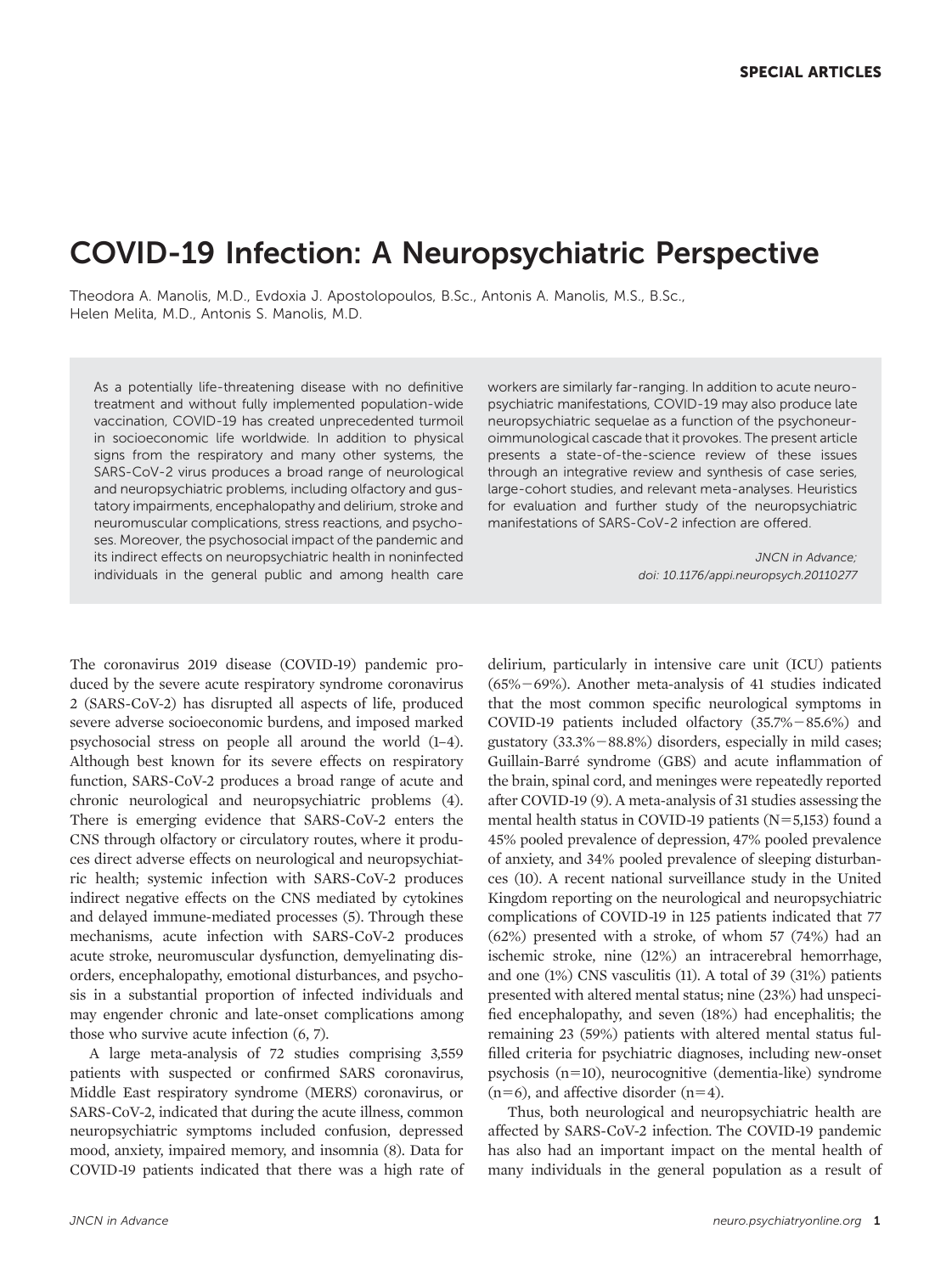SPECIAL ARTICLES

# COVID-19 Infection: A Neuropsychiatric Perspective

Theodora A. Manolis, M.D., Evdoxia J. Apostolopoulos, B.Sc., Antonis A. Manolis, M.S., B.Sc., Helen Melita, M.D., Antonis S. Manolis, M.D.

As a potentially life-threatening disease with no definitive treatment and without fully implemented population-wide vaccination, COVID-19 has created unprecedented turmoil in socioeconomic life worldwide. In addition to physical signs from the respiratory and many other systems, the SARS-CoV-2 virus produces a broad range of neurological and neuropsychiatric problems, including olfactory and gustatory impairments, encephalopathy and delirium, stroke and neuromuscular complications, stress reactions, and psychoses. Moreover, the psychosocial impact of the pandemic and its indirect effects on neuropsychiatric health in noninfected individuals in the general public and among health care workers are similarly far-ranging. In addition to acute neuropsychiatric manifestations, COVID-19 may also produce late neuropsychiatric sequelae as a function of the psychoneuroimmunological cascade that it provokes. The present article presents a state-of-the-science review of these issues through an integrative review and synthesis of case series, large-cohort studies, and relevant meta-analyses. Heuristics for evaluation and further study of the neuropsychiatric manifestations of SARS-CoV-2 infection are offered.

*JNCN in Advance; doi: 10.1176/appi.neuropsych.20110277*

The coronavirus 2019 disease (COVID-19) pandemic produced by the severe acute respiratory syndrome coronavirus 2 (SARS-CoV-2) has disrupted all aspects of life, produced severe adverse socioeconomic burdens, and imposed marked psychosocial stress on people all around the world (1–4). Although best known for its severe effects on respiratory function, SARS-CoV-2 produces a broad range of acute and chronic neurological and neuropsychiatric problems (4). There is emerging evidence that SARS-CoV-2 enters the CNS through olfactory or circulatory routes, where it produces direct adverse effects on neurological and neuropsychiatric health; systemic infection with SARS-CoV-2 produces indirect negative effects on the CNS mediated by cytokines and delayed immune-mediated processes (5). Through these mechanisms, acute infection with SARS-CoV-2 produces acute stroke, neuromuscular dysfunction, demyelinating disorders, encephalopathy, emotional disturbances, and psychosis in a substantial proportion of infected individuals and may engender chronic and late-onset complications among those who survive acute infection (6, 7).

A large meta-analysis of 72 studies comprising 3,559 patients with suspected or confirmed SARS coronavirus, Middle East respiratory syndrome (MERS) coronavirus, or SARS-CoV-2, indicated that during the acute illness, common neuropsychiatric symptoms included confusion, depressed mood, anxiety, impaired memory, and insomnia (8). Data for COVID-19 patients indicated that there was a high rate of delirium, particularly in intensive care unit (ICU) patients (65%−69%). Another meta-analysis of 41 studies indicated that the most common specific neurological symptoms in COVID-19 patients included olfactory (35.7%−85.6%) and gustatory (33.3%−88.8%) disorders, especially in mild cases; Guillain-Barré syndrome (GBS) and acute inflammation of the brain, spinal cord, and meninges were repeatedly reported after COVID-19 (9). A meta-analysis of 31 studies assessing the mental health status in COVID-19 patients (N=5,153) found a 45% pooled prevalence of depression, 47% pooled prevalence of anxiety, and 34% pooled prevalence of sleeping disturbances (10). A recent national surveillance study in the United Kingdom reporting on the neurological and neuropsychiatric complications of COVID-19 in 125 patients indicated that 77 (62%) presented with a stroke, of whom 57 (74%) had an ischemic stroke, nine (12%) an intracerebral hemorrhage, and one (1%) CNS vasculitis (11). A total of 39 (31%) patients presented with altered mental status; nine (23%) had unspecified encephalopathy, and seven (18%) had encephalitis; the remaining 23 (59%) patients with altered mental status fulfilled criteria for psychiatric diagnoses, including new-onset psychosis (n=10), neurocognitive (dementia-like) syndrome (n=6), and affective disorder (n=4).

Thus, both neurological and neuropsychiatric health are affected by SARS-CoV-2 infection. The COVID-19 pandemic has also had an important impact on the mental health of many individuals in the general population as a result of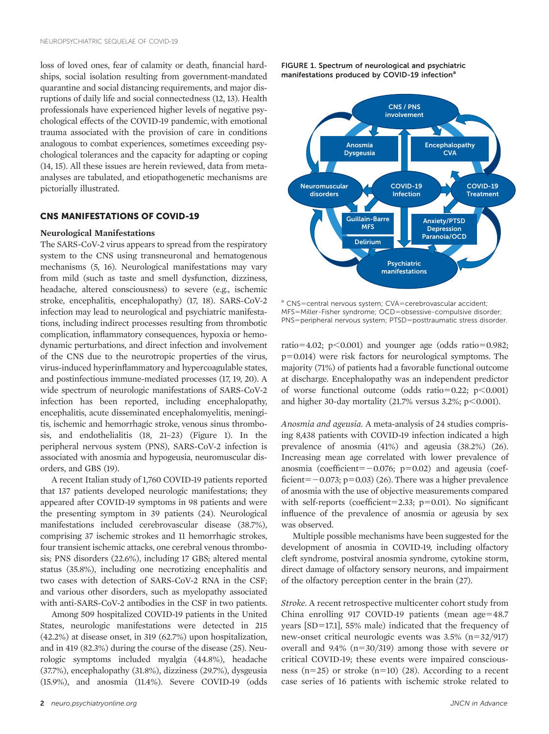loss of loved ones, fear of calamity or death, financial hardships, social isolation resulting from government-mandated quarantine and social distancing requirements, and major disruptions of daily life and social connectedness (12, 13). Health professionals have experienced higher levels of negative psychological effects of the COVID-19 pandemic, with emotional trauma associated with the provision of care in conditions analogous to combat experiences, sometimes exceeding psychological tolerances and the capacity for adapting or coping (14, 15). All these issues are herein reviewed, data from meta-analyses are tabulated, and etiopathogenetic mechanisms are pictorially illustrated.

## CNS MANIFESTATIONS OF COVID-19

### Neurological Manifestations

The SARS-CoV-2 virus appears to spread from the respiratory system to the CNS using transneuronal and hematogenous mechanisms (5, 16). Neurological manifestations may vary from mild (such as taste and smell dysfunction, dizziness, headache, altered consciousness) to severe (e.g., ischemic stroke, encephalitis, encephalopathy) (17, 18). SARS-CoV-2 infection may lead to neurological and psychiatric manifestations, including indirect processes resulting from thrombotic complication, inflammatory consequences, hypoxia or hemodynamic perturbations, and direct infection and involvement of the CNS due to the neurotropic properties of the virus, virus-induced hyperinflammatory and hypercoagulable states, and postinfectious immune-mediated processes (17, 19, 20). A wide spectrum of neurologic manifestations of SARS-CoV-2 infection has been reported, including encephalopathy, encephalitis, acute disseminated encephalomyelitis, meningitis, ischemic and hemorrhagic stroke, venous sinus thrombosis, and endothelialitis (18, 21–23) (Figure 1). In the peripheral nervous system (PNS), SARS-CoV-2 infection is associated with anosmia and hypogeusia, neuromuscular disorders, and GBS (19).

A recent Italian study of 1,760 COVID-19 patients reported that 137 patients developed neurologic manifestations; they appeared after COVID-19 symptoms in 98 patients and were the presenting symptom in 39 patients (24). Neurological manifestations included cerebrovascular disease (38.7%), comprising 37 ischemic strokes and 11 hemorrhagic strokes, four transient ischemic attacks, one cerebral venous thrombosis; PNS disorders (22.6%), including 17 GBS; altered mental status (35.8%), including one necrotizing encephalitis and two cases with detection of SARS-CoV-2 RNA in the CSF; and various other disorders, such as myelopathy associated with anti-SARS-CoV-2 antibodies in the CSF in two patients.

Among 509 hospitalized COVID-19 patients in the United States, neurologic manifestations were detected in 215 (42.2%) at disease onset, in 319 (62.7%) upon hospitalization, and in 419 (82.3%) during the course of the disease (25). Neurologic symptoms included myalgia (44.8%), headache (37.7%), encephalopathy (31.8%), dizziness (29.7%), dysgeusia (15.9%), and anosmia (11.4%). Severe COVID-19 (odds ratio=4.02; $p<0.001$) and younger age (odds ratio=0.982; $p=0.014$) were risk factors for neurological symptoms. The majority (71%) of patients had a favorable functional outcome at discharge. Encephalopathy was an independent predictor of worse functional outcome (odds ratio=0.22; $p<0.001$) and higher 30-day mortality (21.7% versus 3.2%; $p<0.001$).

**FIGURE 1. Spectrum of neurological and psychiatric manifestations produced by COVID-19 infection[a]**

[a] CNS=central nervous system; CVA=cerebrovascular accident; MFS=Miller-Fisher syndrome; OCD=obsessive-compulsive disorder; PNS=peripheral nervous system; PTSD=posttraumatic stress disorder.

*Anosmia and ageusia.* A meta-analysis of 24 studies comprising 8,438 patients with COVID-19 infection indicated a high prevalence of anosmia (41%) and ageusia (38.2%) (26). Increasing mean age correlated with lower prevalence of anosmia (coefficient=−0.076; $p=0.02$) and ageusia (coefficient=−0.073; $p=0.03$) (26). There was a higher prevalence of anosmia with the use of objective measurements compared with self-reports (coefficient=2.33; $p=0.01$). No significant influence of the prevalence of anosmia or ageusia by sex was observed.

Multiple possible mechanisms have been suggested for the development of anosmia in COVID-19, including olfactory cleft syndrome, postviral anosmia syndrome, cytokine storm, direct damage of olfactory sensory neurons, and impairment of the olfactory perception center in the brain (27).

*Stroke.* A recent retrospective multicenter cohort study from China enrolling 917 COVID-19 patients (mean age=48.7 years [SD=17.1], 55% male) indicated that the frequency of new-onset critical neurologic events was 3.5% (n=32/917) overall and 9.4% (n=30/319) among those with severe or critical COVID-19; these events were impaired consciousness (n=25) or stroke (n=10) (28). According to a recent case series of 16 patients with ischemic stroke related to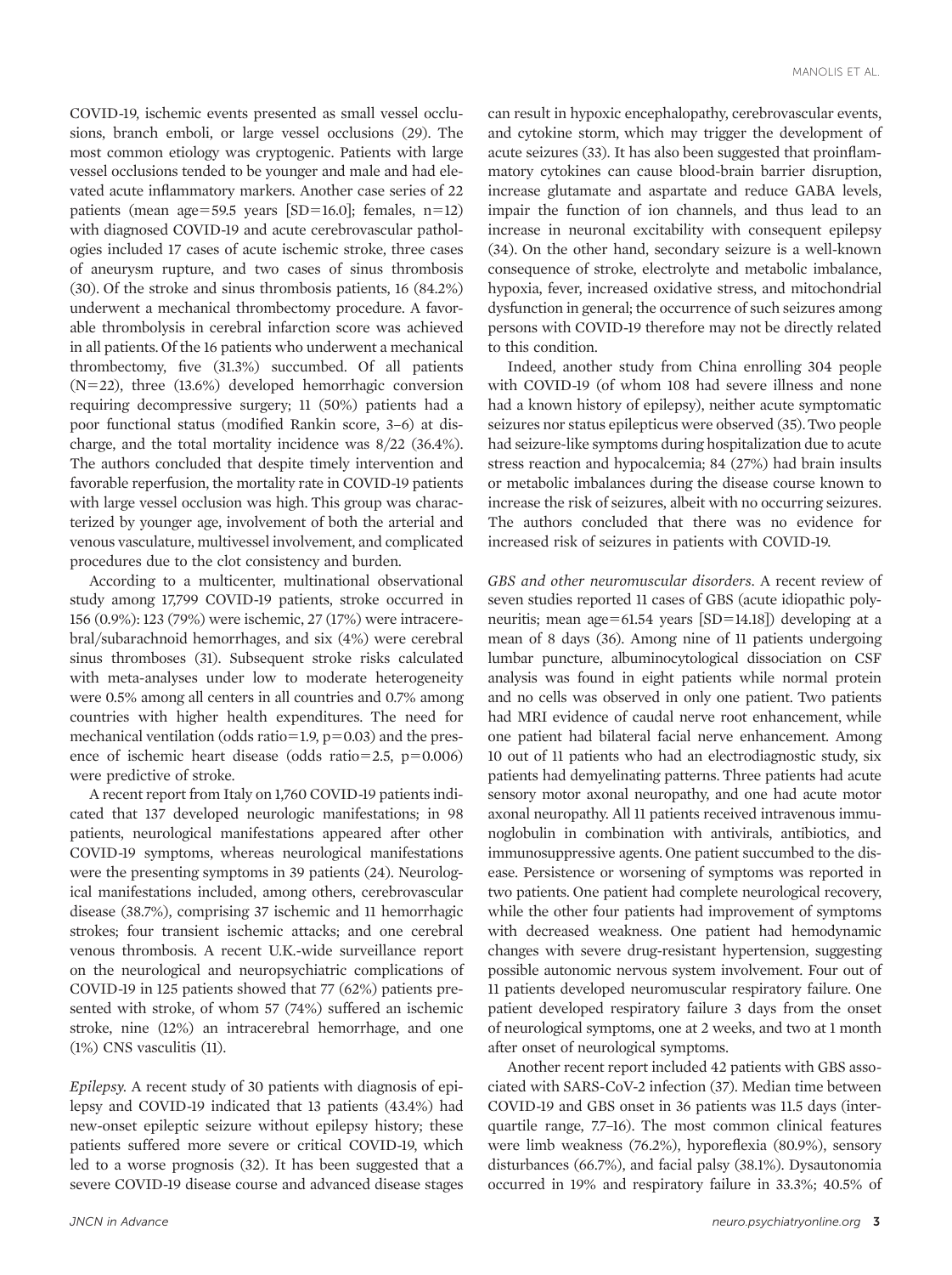COVID-19, ischemic events presented as small vessel occlusions, branch emboli, or large vessel occlusions (29). The most common etiology was cryptogenic. Patients with large vessel occlusions tended to be younger and male and had elevated acute inflammatory markers. Another case series of 22 patients (mean age=59.5 years [SD=16.0]; females, n=12) with diagnosed COVID-19 and acute cerebrovascular pathologies included 17 cases of acute ischemic stroke, three cases of aneurysm rupture, and two cases of sinus thrombosis (30). Of the stroke and sinus thrombosis patients, 16 (84.2%) underwent a mechanical thrombectomy procedure. A favorable thrombolysis in cerebral infarction score was achieved in all patients. Of the 16 patients who underwent a mechanical thrombectomy, five (31.3%) succumbed. Of all patients (N=22), three (13.6%) developed hemorrhagic conversion requiring decompressive surgery; 11 (50%) patients had a poor functional status (modified Rankin score, 3–6) at discharge, and the total mortality incidence was 8/22 (36.4%). The authors concluded that despite timely intervention and favorable reperfusion, the mortality rate in COVID-19 patients with large vessel occlusion was high. This group was characterized by younger age, involvement of both the arterial and venous vasculature, multivessel involvement, and complicated procedures due to the clot consistency and burden.

According to a multicenter, multinational observational study among 17,799 COVID-19 patients, stroke occurred in 156 (0.9%): 123 (79%) were ischemic, 27 (17%) were intracerebral/subarachnoid hemorrhages, and six (4%) were cerebral sinus thromboses (31). Subsequent stroke risks calculated with meta-analyses under low to moderate heterogeneity were 0.5% among all centers in all countries and 0.7% among countries with higher health expenditures. The need for mechanical ventilation (odds ratio=1.9, $p=0.03$) and the presence of ischemic heart disease (odds ratio=2.5, $p=0.006$) were predictive of stroke.

A recent report from Italy on 1,760 COVID-19 patients indicated that 137 developed neurologic manifestations; in 98 patients, neurological manifestations appeared after other COVID-19 symptoms, whereas neurological manifestations were the presenting symptoms in 39 patients (24). Neurological manifestations included, among others, cerebrovascular disease (38.7%), comprising 37 ischemic and 11 hemorrhagic strokes; four transient ischemic attacks; and one cerebral venous thrombosis. A recent U.K.-wide surveillance report on the neurological and neuropsychiatric complications of COVID-19 in 125 patients showed that 77 (62%) patients presented with stroke, of whom 57 (74%) suffered an ischemic stroke, nine (12%) an intracerebral hemorrhage, and one (1%) CNS vasculitis (11).

*Epilepsy.* A recent study of 30 patients with diagnosis of epilepsy and COVID-19 indicated that 13 patients (43.4%) had new-onset epileptic seizure without epilepsy history; these patients suffered more severe or critical COVID-19, which led to a worse prognosis (32). It has been suggested that a severe COVID-19 disease course and advanced disease stages can result in hypoxic encephalopathy, cerebrovascular events, and cytokine storm, which may trigger the development of acute seizures (33). It has also been suggested that proinflammatory cytokines can cause blood-brain barrier disruption, increase glutamate and aspartate and reduce GABA levels, impair the function of ion channels, and thus lead to an increase in neuronal excitability with consequent epilepsy (34). On the other hand, secondary seizure is a well-known consequence of stroke, electrolyte and metabolic imbalance, hypoxia, fever, increased oxidative stress, and mitochondrial dysfunction in general; the occurrence of such seizures among persons with COVID-19 therefore may not be directly related to this condition.

Indeed, another study from China enrolling 304 people with COVID-19 (of whom 108 had severe illness and none had a known history of epilepsy), neither acute symptomatic seizures nor status epilepticus were observed (35). Two people had seizure-like symptoms during hospitalization due to acute stress reaction and hypocalcemia; 84 (27%) had brain insults or metabolic imbalances during the disease course known to increase the risk of seizures, albeit with no occurring seizures. The authors concluded that there was no evidence for increased risk of seizures in patients with COVID-19.

*GBS and other neuromuscular disorders.* A recent review of seven studies reported 11 cases of GBS (acute idiopathic polyneuritis; mean age=61.54 years [SD=14.18]) developing at a mean of 8 days (36). Among nine of 11 patients undergoing lumbar puncture, albuminocytological dissociation on CSF analysis was found in eight patients while normal protein and no cells was observed in only one patient. Two patients had MRI evidence of caudal nerve root enhancement, while one patient had bilateral facial nerve enhancement. Among 10 out of 11 patients who had an electrodiagnostic study, six patients had demyelinating patterns. Three patients had acute sensory motor axonal neuropathy, and one had acute motor axonal neuropathy. All 11 patients received intravenous immunoglobulin in combination with antivirals, antibiotics, and immunosuppressive agents. One patient succumbed to the disease. Persistence or worsening of symptoms was reported in two patients. One patient had complete neurological recovery, while the other four patients had improvement of symptoms with decreased weakness. One patient had hemodynamic changes with severe drug-resistant hypertension, suggesting possible autonomic nervous system involvement. Four out of 11 patients developed neuromuscular respiratory failure. One patient developed respiratory failure 3 days from the onset of neurological symptoms, one at 2 weeks, and two at 1 month after onset of neurological symptoms.

Another recent report included 42 patients with GBS associated with SARS-CoV-2 infection (37). Median time between COVID-19 and GBS onset in 36 patients was 11.5 days (interquartile range, 7.7–16). The most common clinical features were limb weakness (76.2%), hyporeflexia (80.9%), sensory disturbances (66.7%), and facial palsy (38.1%). Dysautonomia occurred in 19% and respiratory failure in 33.3%; 40.5% of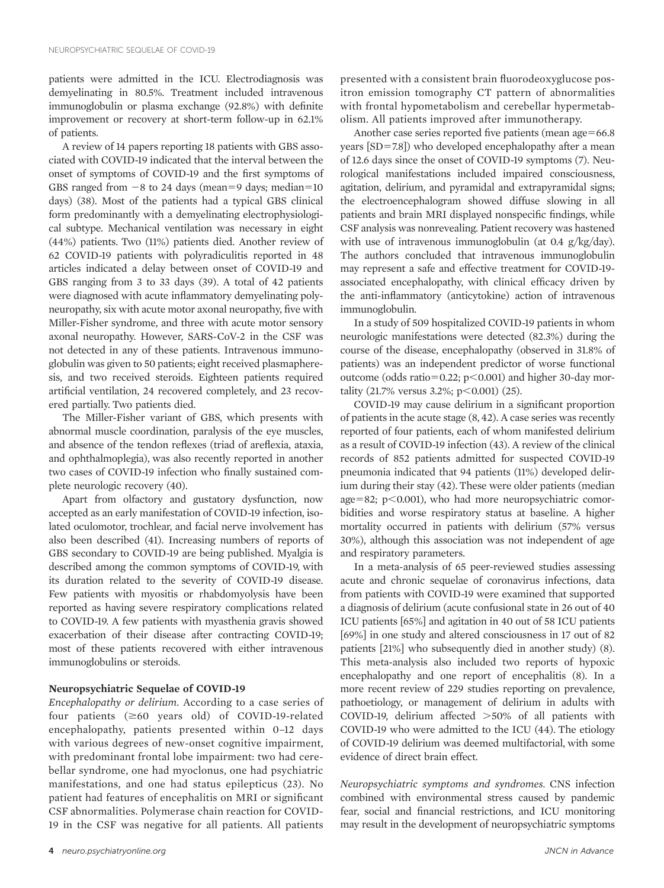patients were admitted in the ICU. Electrodiagnosis was demyelinating in 80.5%. Treatment included intravenous immunoglobulin or plasma exchange (92.8%) with definite improvement or recovery at short-term follow-up in 62.1% of patients.

A review of 14 papers reporting 18 patients with GBS associated with COVID-19 indicated that the interval between the onset of symptoms of COVID-19 and the first symptoms of GBS ranged from −8 to 24 days (mean=9 days; median=10 days) (38). Most of the patients had a typical GBS clinical form predominantly with a demyelinating electrophysiological subtype. Mechanical ventilation was necessary in eight (44%) patients. Two (11%) patients died. Another review of 62 COVID-19 patients with polyradiculitis reported in 48 articles indicated a delay between onset of COVID-19 and GBS ranging from 3 to 33 days (39). A total of 42 patients were diagnosed with acute inflammatory demyelinating polyneuropathy, six with acute motor axonal neuropathy, five with Miller-Fisher syndrome, and three with acute motor sensory axonal neuropathy. However, SARS-CoV-2 in the CSF was not detected in any of these patients. Intravenous immunoglobulin was given to 50 patients; eight received plasmapheresis, and two received steroids. Eighteen patients required artificial ventilation, 24 recovered completely, and 23 recovered partially. Two patients died.

The Miller-Fisher variant of GBS, which presents with abnormal muscle coordination, paralysis of the eye muscles, and absence of the tendon reflexes (triad of areflexia, ataxia, and ophthalmoplegia), was also recently reported in another two cases of COVID-19 infection who finally sustained complete neurologic recovery (40).

Apart from olfactory and gustatory dysfunction, now accepted as an early manifestation of COVID-19 infection, isolated oculomotor, trochlear, and facial nerve involvement has also been described (41). Increasing numbers of reports of GBS secondary to COVID-19 are being published. Myalgia is described among the common symptoms of COVID-19, with its duration related to the severity of COVID-19 disease. Few patients with myositis or rhabdomyolysis have been reported as having severe respiratory complications related to COVID-19. A few patients with myasthenia gravis showed exacerbation of their disease after contracting COVID-19; most of these patients recovered with either intravenous immunoglobulins or steroids.

### Neuropsychiatric Sequelae of COVID-19

*Encephalopathy or delirium.* According to a case series of four patients (≥60 years old) of COVID-19-related encephalopathy, patients presented within 0–12 days with various degrees of new-onset cognitive impairment, with predominant frontal lobe impairment: two had cerebellar syndrome, one had myoclonus, one had psychiatric manifestations, and one had status epilepticus (23). No patient had features of encephalitis on MRI or significant CSF abnormalities. Polymerase chain reaction for COVID-19 in the CSF was negative for all patients. All patients presented with a consistent brain fluorodeoxyglucose positron emission tomography CT pattern of abnormalities with frontal hypometabolism and cerebellar hypermetabolism. All patients improved after immunotherapy.

Another case series reported five patients (mean age=66.8 years [SD=7.8]) who developed encephalopathy after a mean of 12.6 days since the onset of COVID-19 symptoms (7). Neurological manifestations included impaired consciousness, agitation, delirium, and pyramidal and extrapyramidal signs; the electroencephalogram showed diffuse slowing in all patients and brain MRI displayed nonspecific findings, while CSF analysis was nonrevealing. Patient recovery was hastened with use of intravenous immunoglobulin (at 0.4 g/kg/day). The authors concluded that intravenous immunoglobulin may represent a safe and effective treatment for COVID-19-associated encephalopathy, with clinical efficacy driven by the anti-inflammatory (anticytokine) action of intravenous immunoglobulin.

In a study of 509 hospitalized COVID-19 patients in whom neurologic manifestations were detected (82.3%) during the course of the disease, encephalopathy (observed in 31.8% of patients) was an independent predictor of worse functional outcome (odds ratio=0.22; $p<0.001$) and higher 30-day mortality (21.7% versus 3.2%; $p<0.001$) (25).

COVID-19 may cause delirium in a significant proportion of patients in the acute stage (8, 42). A case series was recently reported of four patients, each of whom manifested delirium as a result of COVID-19 infection (43). A review of the clinical records of 852 patients admitted for suspected COVID-19 pneumonia indicated that 94 patients (11%) developed delirium during their stay (42). These were older patients (median age=82; $p<0.001$), who had more neuropsychiatric comorbidities and worse respiratory status at baseline. A higher mortality occurred in patients with delirium (57% versus 30%), although this association was not independent of age and respiratory parameters.

In a meta-analysis of 65 peer-reviewed studies assessing acute and chronic sequelae of coronavirus infections, data from patients with COVID-19 were examined that supported a diagnosis of delirium (acute confusional state in 26 out of 40 ICU patients [65%] and agitation in 40 out of 58 ICU patients [69%] in one study and altered consciousness in 17 out of 82 patients [21%] who subsequently died in another study) (8). This meta-analysis also included two reports of hypoxic encephalopathy and one report of encephalitis (8). In a more recent review of 229 studies reporting on prevalence, pathoetiology, or management of delirium in adults with COVID-19, delirium affected >50% of all patients with COVID-19 who were admitted to the ICU (44). The etiology of COVID-19 delirium was deemed multifactorial, with some evidence of direct brain effect.

*Neuropsychiatric symptoms and syndromes.* CNS infection combined with environmental stress caused by pandemic fear, social and financial restrictions, and ICU monitoring may result in the development of neuropsychiatric symptoms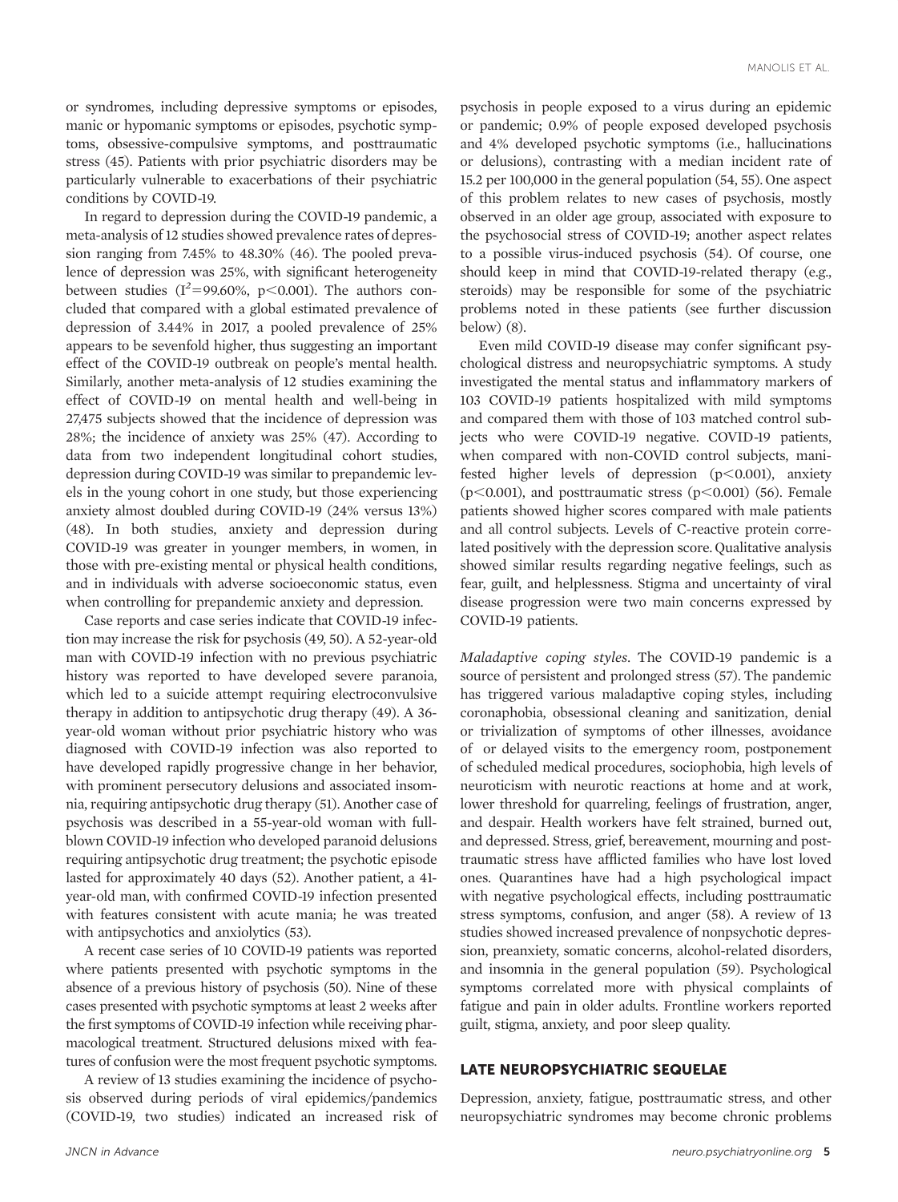or syndromes, including depressive symptoms or episodes, manic or hypomanic symptoms or episodes, psychotic symptoms, obsessive-compulsive symptoms, and posttraumatic stress (45). Patients with prior psychiatric disorders may be particularly vulnerable to exacerbations of their psychiatric conditions by COVID-19.

In regard to depression during the COVID-19 pandemic, a meta-analysis of 12 studies showed prevalence rates of depression ranging from 7.45% to 48.30% (46). The pooled prevalence of depression was 25%, with significant heterogeneity between studies ($I^2$=99.60%, $p<0.001$). The authors concluded that compared with a global estimated prevalence of depression of 3.44% in 2017, a pooled prevalence of 25% appears to be sevenfold higher, thus suggesting an important effect of the COVID-19 outbreak on people's mental health. Similarly, another meta-analysis of 12 studies examining the effect of COVID-19 on mental health and well-being in 27,475 subjects showed that the incidence of depression was 28%; the incidence of anxiety was 25% (47). According to data from two independent longitudinal cohort studies, depression during COVID-19 was similar to prepandemic levels in the young cohort in one study, but those experiencing anxiety almost doubled during COVID-19 (24% versus 13%) (48). In both studies, anxiety and depression during COVID-19 was greater in younger members, in women, in those with pre-existing mental or physical health conditions, and in individuals with adverse socioeconomic status, even when controlling for prepandemic anxiety and depression.

Case reports and case series indicate that COVID-19 infection may increase the risk for psychosis (49, 50). A 52-year-old man with COVID-19 infection with no previous psychiatric history was reported to have developed severe paranoia, which led to a suicide attempt requiring electroconvulsive therapy in addition to antipsychotic drug therapy (49). A 36-year-old woman without prior psychiatric history who was diagnosed with COVID-19 infection was also reported to have developed rapidly progressive change in her behavior, with prominent persecutory delusions and associated insomnia, requiring antipsychotic drug therapy (51). Another case of psychosis was described in a 55-year-old woman with full-blown COVID-19 infection who developed paranoid delusions requiring antipsychotic drug treatment; the psychotic episode lasted for approximately 40 days (52). Another patient, a 41-year-old man, with confirmed COVID-19 infection presented with features consistent with acute mania; he was treated with antipsychotics and anxiolytics (53).

A recent case series of 10 COVID-19 patients was reported where patients presented with psychotic symptoms in the absence of a previous history of psychosis (50). Nine of these cases presented with psychotic symptoms at least 2 weeks after the first symptoms of COVID-19 infection while receiving pharmacological treatment. Structured delusions mixed with features of confusion were the most frequent psychotic symptoms.

A review of 13 studies examining the incidence of psychosis observed during periods of viral epidemics/pandemics (COVID-19, two studies) indicated an increased risk of psychosis in people exposed to a virus during an epidemic or pandemic; 0.9% of people exposed developed psychosis and 4% developed psychotic symptoms (i.e., hallucinations or delusions), contrasting with a median incident rate of 15.2 per 100,000 in the general population (54, 55). One aspect of this problem relates to new cases of psychosis, mostly observed in an older age group, associated with exposure to the psychosocial stress of COVID-19; another aspect relates to a possible virus-induced psychosis (54). Of course, one should keep in mind that COVID-19-related therapy (e.g., steroids) may be responsible for some of the psychiatric problems noted in these patients (see further discussion below) (8).

Even mild COVID-19 disease may confer significant psychological distress and neuropsychiatric symptoms. A study investigated the mental status and inflammatory markers of 103 COVID-19 patients hospitalized with mild symptoms and compared them with those of 103 matched control subjects who were COVID-19 negative. COVID-19 patients, when compared with non-COVID control subjects, manifested higher levels of depression ($p<0.001$), anxiety ($p<0.001$), and posttraumatic stress ($p<0.001$) (56). Female patients showed higher scores compared with male patients and all control subjects. Levels of C-reactive protein correlated positively with the depression score. Qualitative analysis showed similar results regarding negative feelings, such as fear, guilt, and helplessness. Stigma and uncertainty of viral disease progression were two main concerns expressed by COVID-19 patients.

*Maladaptive coping styles.* The COVID-19 pandemic is a source of persistent and prolonged stress (57). The pandemic has triggered various maladaptive coping styles, including coronaphobia, obsessional cleaning and sanitization, denial or trivialization of symptoms of other illnesses, avoidance of or delayed visits to the emergency room, postponement of scheduled medical procedures, sociophobia, high levels of neuroticism with neurotic reactions at home and at work, lower threshold for quarreling, feelings of frustration, anger, and despair. Health workers have felt strained, burned out, and depressed. Stress, grief, bereavement, mourning and posttraumatic stress have afflicted families who have lost loved ones. Quarantines have had a high psychological impact with negative psychological effects, including posttraumatic stress symptoms, confusion, and anger (58). A review of 13 studies showed increased prevalence of nonpsychotic depression, preanxiety, somatic concerns, alcohol-related disorders, and insomnia in the general population (59). Psychological symptoms correlated more with physical complaints of fatigue and pain in older adults. Frontline workers reported guilt, stigma, anxiety, and poor sleep quality.

## LATE NEUROPSYCHIATRIC SEQUELAE

Depression, anxiety, fatigue, posttraumatic stress, and other neuropsychiatric syndromes may become chronic problems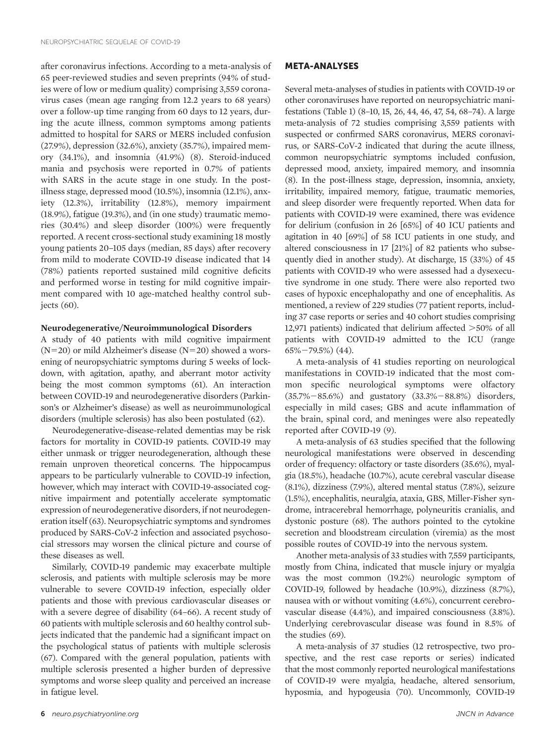after coronavirus infections. According to a meta-analysis of 65 peer-reviewed studies and seven preprints (94% of studies were of low or medium quality) comprising 3,559 coronavirus cases (mean age ranging from 12.2 years to 68 years) over a follow-up time ranging from 60 days to 12 years, during the acute illness, common symptoms among patients admitted to hospital for SARS or MERS included confusion (27.9%), depression (32.6%), anxiety (35.7%), impaired memory (34.1%), and insomnia (41.9%) (8). Steroid-induced mania and psychosis were reported in 0.7% of patients with SARS in the acute stage in one study. In the post-illness stage, depressed mood (10.5%), insomnia (12.1%), anxiety (12.3%), irritability (12.8%), memory impairment (18.9%), fatigue (19.3%), and (in one study) traumatic memories (30.4%) and sleep disorder (100%) were frequently reported. A recent cross-sectional study examining 18 mostly young patients 20–105 days (median, 85 days) after recovery from mild to moderate COVID-19 disease indicated that 14 (78%) patients reported sustained mild cognitive deficits and performed worse in testing for mild cognitive impairment compared with 10 age-matched healthy control subjects (60).

### Neurodegenerative/Neuroimmunological Disorders

A study of 40 patients with mild cognitive impairment (N=20) or mild Alzheimer's disease (N=20) showed a worsening of neuropsychiatric symptoms during 5 weeks of lockdown, with agitation, apathy, and aberrant motor activity being the most common symptoms (61). An interaction between COVID-19 and neurodegenerative disorders (Parkinson's or Alzheimer's disease) as well as neuroimmunological disorders (multiple sclerosis) has also been postulated (62).

Neurodegenerative-disease-related dementias may be risk factors for mortality in COVID-19 patients. COVID-19 may either unmask or trigger neurodegeneration, although these remain unproven theoretical concerns. The hippocampus appears to be particularly vulnerable to COVID-19 infection, however, which may interact with COVID-19-associated cognitive impairment and potentially accelerate symptomatic expression of neurodegenerative disorders, if not neurodegeneration itself (63). Neuropsychiatric symptoms and syndromes produced by SARS-CoV-2 infection and associated psychosocial stressors may worsen the clinical picture and course of these diseases as well.

Similarly, COVID-19 pandemic may exacerbate multiple sclerosis, and patients with multiple sclerosis may be more vulnerable to severe COVID-19 infection, especially older patients and those with previous cardiovascular diseases or with a severe degree of disability (64–66). A recent study of 60 patients with multiple sclerosis and 60 healthy control subjects indicated that the pandemic had a significant impact on the psychological status of patients with multiple sclerosis (67). Compared with the general population, patients with multiple sclerosis presented a higher burden of depressive symptoms and worse sleep quality and perceived an increase in fatigue level.

## META-ANALYSES

Several meta-analyses of studies in patients with COVID-19 or other coronaviruses have reported on neuropsychiatric manifestations (Table 1) (8–10, 15, 26, 44, 46, 47, 54, 68–74). A large meta-analysis of 72 studies comprising 3,559 patients with suspected or confirmed SARS coronavirus, MERS coronavirus, or SARS-CoV-2 indicated that during the acute illness, common neuropsychiatric symptoms included confusion, depressed mood, anxiety, impaired memory, and insomnia (8). In the post-illness stage, depression, insomnia, anxiety, irritability, impaired memory, fatigue, traumatic memories, and sleep disorder were frequently reported. When data for patients with COVID-19 were examined, there was evidence for delirium (confusion in 26 [65%] of 40 ICU patients and agitation in 40 [69%] of 58 ICU patients in one study, and altered consciousness in 17 [21%] of 82 patients who subsequently died in another study). At discharge, 15 (33%) of 45 patients with COVID-19 who were assessed had a dysexecutive syndrome in one study. There were also reported two cases of hypoxic encephalopathy and one of encephalitis. As mentioned, a review of 229 studies (77 patient reports, including 37 case reports or series and 40 cohort studies comprising 12,971 patients) indicated that delirium affected >50% of all patients with COVID-19 admitted to the ICU (range 65%−79.5%) (44).

A meta-analysis of 41 studies reporting on neurological manifestations in COVID-19 indicated that the most common specific neurological symptoms were olfactory (35.7%−85.6%) and gustatory (33.3%−88.8%) disorders, especially in mild cases; GBS and acute inflammation of the brain, spinal cord, and meninges were also repeatedly reported after COVID-19 (9).

A meta-analysis of 63 studies specified that the following neurological manifestations were observed in descending order of frequency: olfactory or taste disorders (35.6%), myalgia (18.5%), headache (10.7%), acute cerebral vascular disease (8.1%), dizziness (7.9%), altered mental status (7.8%), seizure (1.5%), encephalitis, neuralgia, ataxia, GBS, Miller-Fisher syndrome, intracerebral hemorrhage, polyneuritis cranialis, and dystonic posture (68). The authors pointed to the cytokine secretion and bloodstream circulation (viremia) as the most possible routes of COVID-19 into the nervous system.

Another meta-analysis of 33 studies with 7,559 participants, mostly from China, indicated that muscle injury or myalgia was the most common (19.2%) neurologic symptom of COVID-19, followed by headache (10.9%), dizziness (8.7%), nausea with or without vomiting (4.6%), concurrent cerebrovascular disease (4.4%), and impaired consciousness (3.8%). Underlying cerebrovascular disease was found in 8.5% of the studies (69).

A meta-analysis of 37 studies (12 retrospective, two prospective, and the rest case reports or series) indicated that the most commonly reported neurological manifestations of COVID-19 were myalgia, headache, altered sensorium, hyposmia, and hypogeusia (70). Uncommonly, COVID-19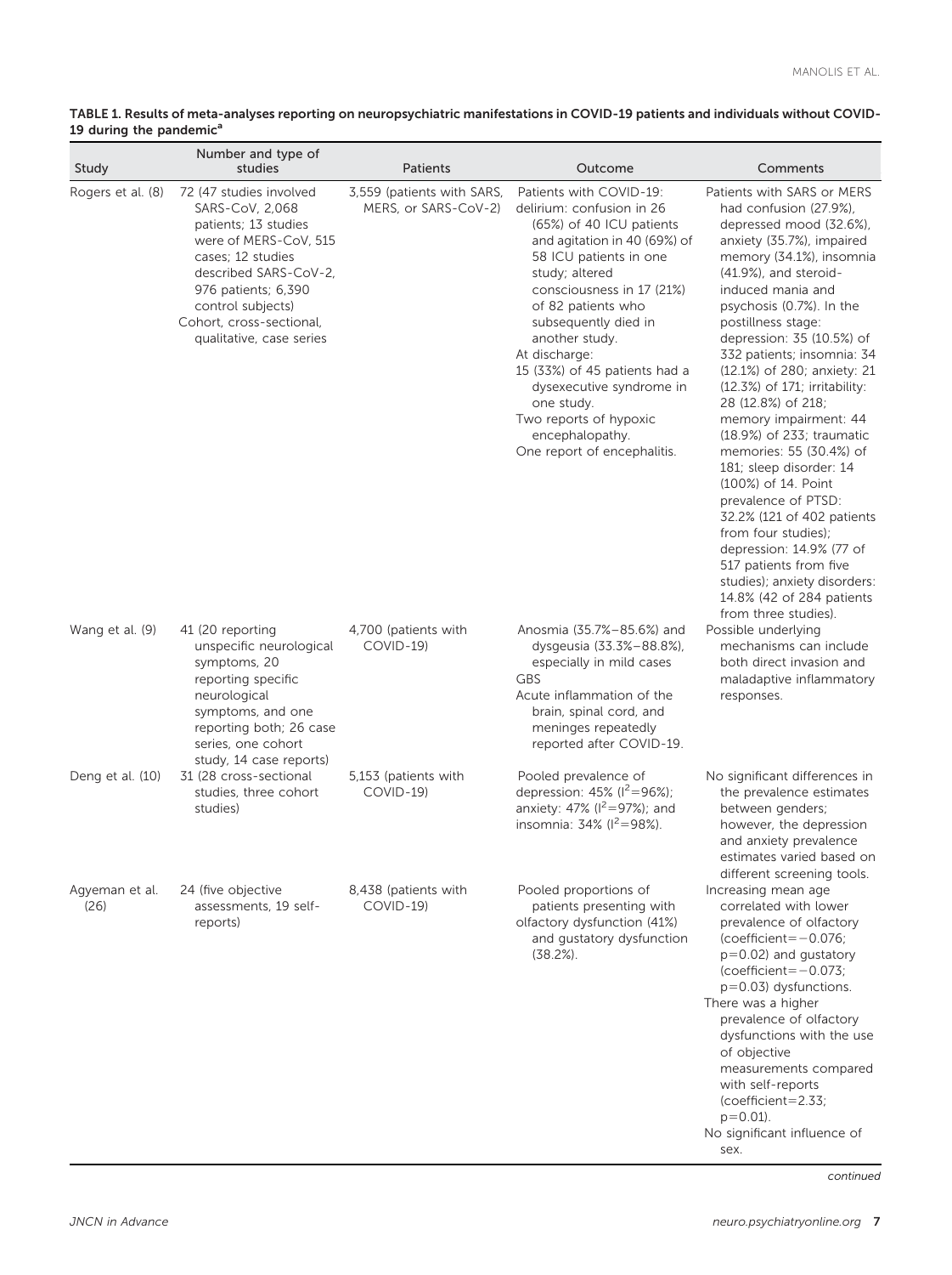**TABLE 1. Results of meta-analyses reporting on neuropsychiatric manifestations in COVID-19 patients and individuals without COVID-19 during the pandemic[a]**

| Study | Number and type of studies | Patients | Outcome | Comments |
|---|---|---|---|---|
| Rogers et al. (8) | 72 (47 studies involved SARS-CoV, 2,068 patients; 13 studies were of MERS-CoV, 515 cases; 12 studies described SARS-CoV-2, 976 patients; 6,390 control subjects) Cohort, cross-sectional, qualitative, case series | 3,559 (patients with SARS, MERS, or SARS-CoV-2) | Patients with COVID-19: delirium: confusion in 26 (65%) of 40 ICU patients and agitation in 40 (69%) of 58 ICU patients in one study; altered consciousness in 17 (21%) of 82 patients who subsequently died in another study. At discharge: 15 (33%) of 45 patients had a dysexecutive syndrome in one study. Two reports of hypoxic encephalopathy. One report of encephalitis. | Patients with SARS or MERS had confusion (27.9%), depressed mood (32.6%), anxiety (35.7%), impaired memory (34.1%), insomnia (41.9%), and steroid-induced mania and psychosis (0.7%). In the postillness stage: depression: 35 (10.5%) of 332 patients; insomnia: 34 (12.1%) of 280; anxiety: 21 (12.3%) of 171; irritability: 28 (12.8%) of 218; memory impairment: 44 (18.9%) of 233; traumatic memories: 55 (30.4%) of 181; sleep disorder: 14 (100%) of 14. Point prevalence of PTSD: 32.2% (121 of 402 patients from four studies); depression: 14.9% (77 of 517 patients from five studies); anxiety disorders: 14.8% (42 of 284 patients from three studies). |
| Wang et al. (9) | 41 (20 reporting unspecific neurological symptoms, 20 reporting specific neurological symptoms, and one reporting both; 26 case series, one cohort study, 14 case reports) | 4,700 (patients with COVID-19) | Anosmia (35.7%–85.6%) and dysgeusia (33.3%–88.8%), especially in mild cases GBS Acute inflammation of the brain, spinal cord, and meninges repeatedly reported after COVID-19. | Possible underlying mechanisms can include both direct invasion and maladaptive inflammatory responses. |
| Deng et al. (10) | 31 (28 cross-sectional studies, three cohort studies) | 5,153 (patients with COVID-19) | Pooled prevalence of depression: 45% ($I^2$=96%); anxiety: 47% ($I^2$=97%); and insomnia: 34% ($I^2$=98%). | No significant differences in the prevalence estimates between genders; however, the depression and anxiety prevalence estimates varied based on different screening tools. |
| Agyeman et al. (26) | 24 (five objective assessments, 19 self-reports) | 8,438 (patients with COVID-19) | Pooled proportions of patients presenting with olfactory dysfunction (41%) and gustatory dysfunction (38.2%). | Increasing mean age correlated with lower prevalence of olfactory (coefficient=−0.076; p=0.02) and gustatory (coefficient=−0.073; p=0.03) dysfunctions. There was a higher prevalence of olfactory dysfunctions with the use of objective measurements compared with self-reports (coefficient=2.33; p=0.01). No significant influence of sex. |

*continued*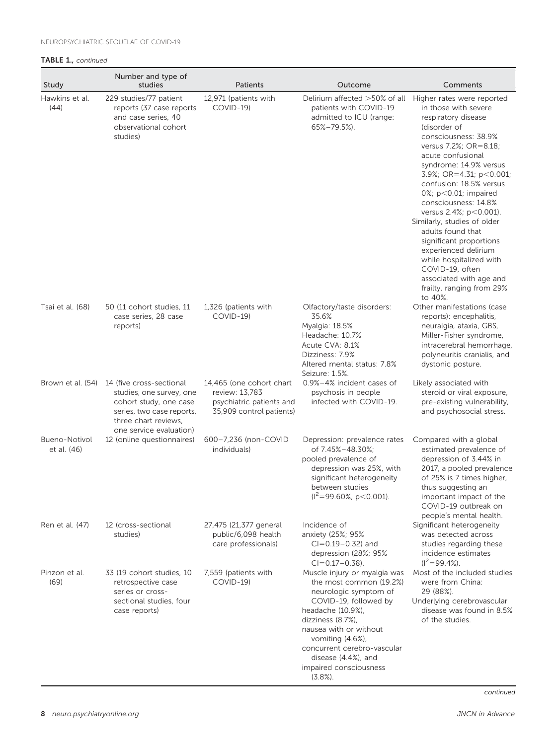**TABLE 1.,** *continued*

| Study | Number and type of studies | Patients | Outcome | Comments |
|---|---|---|---|---|
| Hawkins et al. (44) | 229 studies/77 patient reports (37 case reports and case series, 40 observational cohort studies) | 12,971 (patients with COVID-19) | Delirium affected >50% of all patients with COVID-19 admitted to ICU (range: 65%–79.5%). | Higher rates were reported in those with severe respiratory disease (disorder of consciousness: 38.9% versus 7.2%; OR=8.18; acute confusional syndrome: 14.9% versus 3.9%; OR=4.31; $p<0.001$; confusion: 18.5% versus 0%; $p<0.01$; impaired consciousness: 14.8% versus 2.4%; $p<0.001$). Similarly, studies of older adults found that significant proportions experienced delirium while hospitalized with COVID-19, often associated with age and frailty, ranging from 29% to 40%. |
| Tsai et al. (68) | 50 (11 cohort studies, 11 case series, 28 case reports) | 1,326 (patients with COVID-19) | Olfactory/taste disorders: 35.6%<br>Myalgia: 18.5%<br>Headache: 10.7%<br>Acute CVA: 8.1%<br>Dizziness: 7.9%<br>Altered mental status: 7.8%<br>Seizure: 1.5%. | Other manifestations (case reports): encephalitis, neuralgia, ataxia, GBS, Miller-Fisher syndrome, intracerebral hemorrhage, polyneuritis cranialis, and dystonic posture. |
| Brown et al. (54) | 14 (five cross-sectional studies, one survey, one cohort study, one case series, two case reports, three chart reviews, one service evaluation) | 14,465 (one cohort chart review: 13,783 psychiatric patients and 35,909 control patients) | 0.9%–4% incident cases of psychosis in people infected with COVID-19. | Likely associated with steroid or viral exposure, pre-existing vulnerability, and psychosocial stress. |
| Bueno-Notivol et al. (46) | 12 (online questionnaires) | 600–7,236 (non-COVID individuals) | Depression: prevalence rates of 7.45%–48.30%; pooled prevalence of depression was 25%, with significant heterogeneity between studies ($I^2$=99.60%, $p<0.001$). | Compared with a global estimated prevalence of depression of 3.44% in 2017, a pooled prevalence of 25% is 7 times higher, thus suggesting an important impact of the COVID-19 outbreak on people's mental health. |
| Ren et al. (47) | 12 (cross-sectional studies) | 27,475 (21,377 general public/6,098 health care professionals) | Incidence of anxiety (25%; 95% CI=0.19–0.32) and depression (28%; 95% CI=0.17–0.38). | Significant heterogeneity was detected across studies regarding these incidence estimates ($I^2$=99.4%). |
| Pinzon et al. (69) | 33 (19 cohort studies, 10 retrospective case series or cross-sectional studies, four case reports) | 7,559 (patients with COVID-19) | Muscle injury or myalgia was the most common (19.2%) neurologic symptom of COVID-19, followed by headache (10.9%), dizziness (8.7%), nausea with or without vomiting (4.6%), concurrent cerebro-vascular disease (4.4%), and impaired consciousness (3.8%). | Most of the included studies were from China: 29 (88%).<br>Underlying cerebrovascular disease was found in 8.5% of the studies. |

*continued*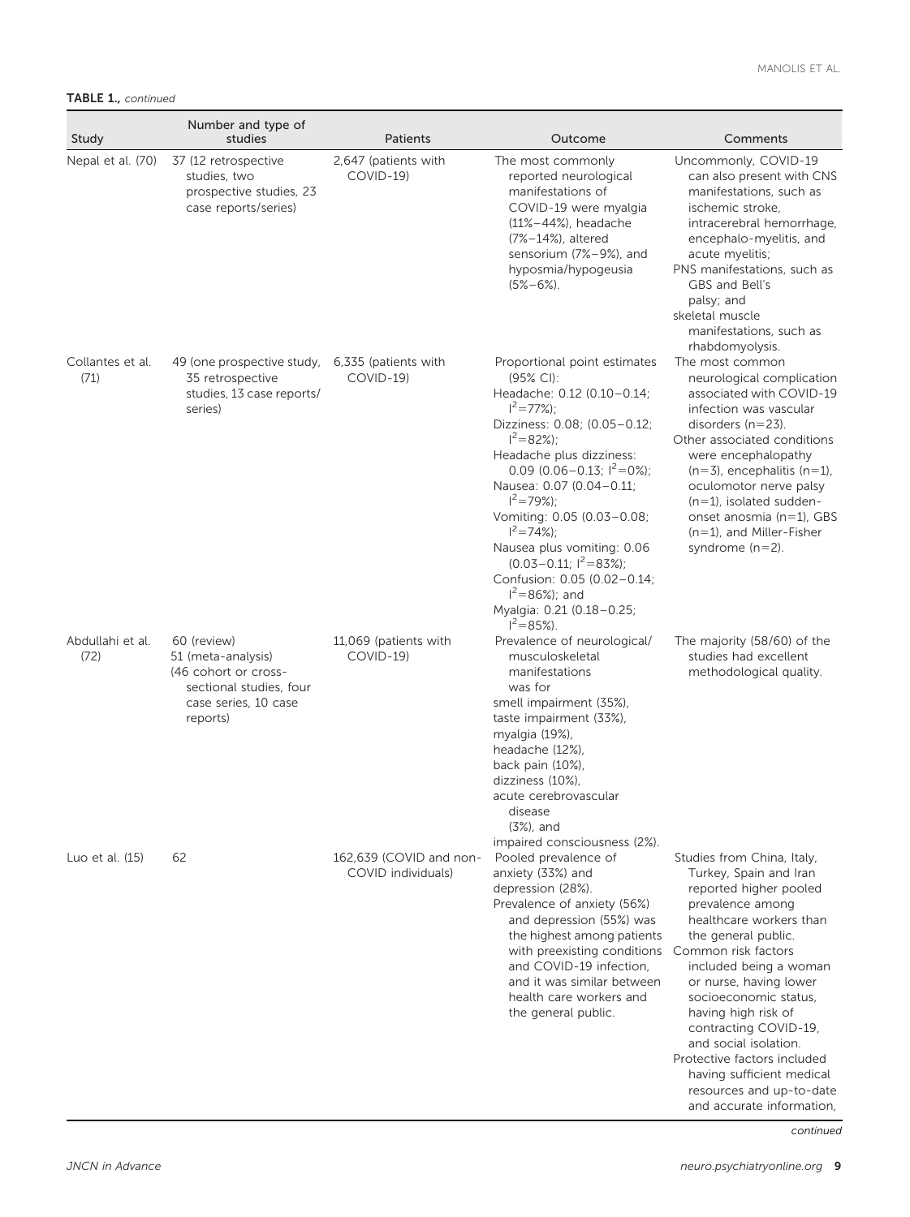**TABLE 1.,** *continued*

| Study | Number and type of studies | Patients | Outcome | Comments |
|---|---|---|---|---|
| Nepal et al. (70) | 37 (12 retrospective studies, two prospective studies, 23 case reports/series) | 2,647 (patients with COVID-19) | The most commonly reported neurological manifestations of COVID-19 were myalgia (11%–44%), headache (7%–14%), altered sensorium (7%–9%), and hyposmia/hypogeusia (5%–6%). | Uncommonly, COVID-19 can also present with CNS manifestations, such as ischemic stroke, intracerebral hemorrhage, encephalo-myelitis, and acute myelitis; PNS manifestations, such as GBS and Bell's palsy; and skeletal muscle manifestations, such as rhabdomyolysis. |
| Collantes et al. (71) | 49 (one prospective study, 35 retrospective studies, 13 case reports/series) | 6,335 (patients with COVID-19) | Proportional point estimates (95% CI): Headache: 0.12 (0.10–0.14; $I^2$=77%); Dizziness: 0.08; (0.05–0.12; $I^2$=82%); Headache plus dizziness: 0.09 (0.06–0.13; $I^2$=0%); Nausea: 0.07 (0.04–0.11; $I^2$=79%); Vomiting: 0.05 (0.03–0.08; $I^2$=74%); Nausea plus vomiting: 0.06 (0.03–0.11; $I^2$=83%); Confusion: 0.05 (0.02–0.14; $I^2$=86%); and Myalgia: 0.21 (0.18–0.25; $I^2$=85%). | The most common neurological complication associated with COVID-19 infection was vascular disorders (n=23). Other associated conditions were encephalopathy (n=3), encephalitis (n=1), oculomotor nerve palsy (n=1), isolated sudden-onset anosmia (n=1), GBS (n=1), and Miller-Fisher syndrome (n=2). |
| Abdullahi et al. (72) | 60 (review) 51 (meta-analysis) (46 cohort or cross-sectional studies, four case series, 10 case reports) | 11,069 (patients with COVID-19) | Prevalence of neurological/musculoskeletal manifestations was for smell impairment (35%), taste impairment (33%), myalgia (19%), headache (12%), back pain (10%), dizziness (10%), acute cerebrovascular disease (3%), and impaired consciousness (2%). | The majority (58/60) of the studies had excellent methodological quality. |
| Luo et al. (15) | 62 | 162,639 (COVID and non-COVID individuals) | Pooled prevalence of anxiety (33%) and depression (28%). Prevalence of anxiety (56%) and depression (55%) was the highest among patients with preexisting conditions and COVID-19 infection, and it was similar between health care workers and the general public. | Studies from China, Italy, Turkey, Spain and Iran reported higher pooled prevalence among healthcare workers than the general public. Common risk factors included being a woman or nurse, having lower socioeconomic status, having high risk of contracting COVID-19, and social isolation. Protective factors included having sufficient medical resources and up-to-date and accurate information, |

*continued*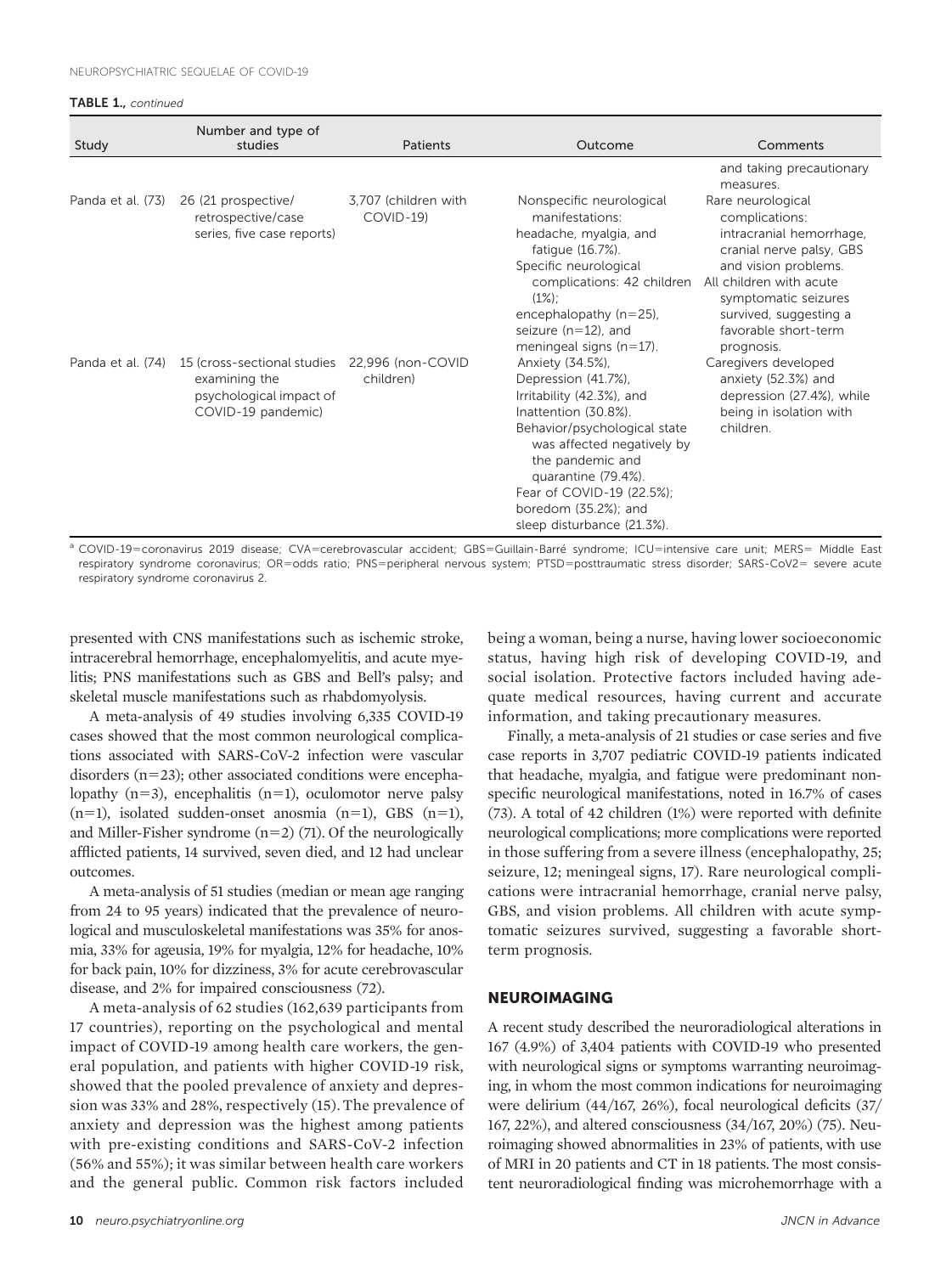**TABLE 1.**, *continued*

| Study | Number and type of studies | Patients | Outcome | Comments |
|---|---|---|---|---|
| | | | | and taking precautionary measures. |
| Panda et al. (73) | 26 (21 prospective/ retrospective/case series, five case reports) | 3,707 (children with COVID-19) | Nonspecific neurological manifestations: headache, myalgia, and fatigue (16.7%). Specific neurological complications: 42 children (1%); encephalopathy (n=25), seizure (n=12), and meningeal signs (n=17). | Rare neurological complications: intracranial hemorrhage, cranial nerve palsy, GBS and vision problems. All children with acute symptomatic seizures survived, suggesting a favorable short-term prognosis. |
| Panda et al. (74) | 15 (cross-sectional studies examining the psychological impact of COVID-19 pandemic) | 22,996 (non-COVID children) | Anxiety (34.5%), Depression (41.7%), Irritability (42.3%), and Inattention (30.8%). Behavior/psychological state was affected negatively by the pandemic and quarantine (79.4%). Fear of COVID-19 (22.5%); boredom (35.2%); and sleep disturbance (21.3%). | Caregivers developed anxiety (52.3%) and depression (27.4%), while being in isolation with children. |

[a] COVID-19=coronavirus 2019 disease; CVA=cerebrovascular accident; GBS=Guillain-Barré syndrome; ICU=intensive care unit; MERS= Middle East respiratory syndrome coronavirus; OR=odds ratio; PNS=peripheral nervous system; PTSD=posttraumatic stress disorder; SARS-CoV2= severe acute respiratory syndrome coronavirus 2.

presented with CNS manifestations such as ischemic stroke, intracerebral hemorrhage, encephalomyelitis, and acute myelitis; PNS manifestations such as GBS and Bell's palsy; and skeletal muscle manifestations such as rhabdomyolysis.

A meta-analysis of 49 studies involving 6,335 COVID-19 cases showed that the most common neurological complications associated with SARS-CoV-2 infection were vascular disorders (n=23); other associated conditions were encephalopathy (n=3), encephalitis (n=1), oculomotor nerve palsy (n=1), isolated sudden-onset anosmia (n=1), GBS (n=1), and Miller-Fisher syndrome (n=2) (71). Of the neurologically afflicted patients, 14 survived, seven died, and 12 had unclear outcomes.

A meta-analysis of 51 studies (median or mean age ranging from 24 to 95 years) indicated that the prevalence of neurological and musculoskeletal manifestations was 35% for anosmia, 33% for ageusia, 19% for myalgia, 12% for headache, 10% for back pain, 10% for dizziness, 3% for acute cerebrovascular disease, and 2% for impaired consciousness (72).

A meta-analysis of 62 studies (162,639 participants from 17 countries), reporting on the psychological and mental impact of COVID-19 among health care workers, the general population, and patients with higher COVID-19 risk, showed that the pooled prevalence of anxiety and depression was 33% and 28%, respectively (15). The prevalence of anxiety and depression was the highest among patients with pre-existing conditions and SARS-CoV-2 infection (56% and 55%); it was similar between health care workers and the general public. Common risk factors included being a woman, being a nurse, having lower socioeconomic status, having high risk of developing COVID-19, and social isolation. Protective factors included having adequate medical resources, having current and accurate information, and taking precautionary measures.

Finally, a meta-analysis of 21 studies or case series and five case reports in 3,707 pediatric COVID-19 patients indicated that headache, myalgia, and fatigue were predominant nonspecific neurological manifestations, noted in 16.7% of cases (73). A total of 42 children (1%) were reported with definite neurological complications; more complications were reported in those suffering from a severe illness (encephalopathy, 25; seizure, 12; meningeal signs, 17). Rare neurological complications were intracranial hemorrhage, cranial nerve palsy, GBS, and vision problems. All children with acute symptomatic seizures survived, suggesting a favorable short-term prognosis.

## NEUROIMAGING

A recent study described the neuroradiological alterations in 167 (4.9%) of 3,404 patients with COVID-19 who presented with neurological signs or symptoms warranting neuroimaging, in whom the most common indications for neuroimaging were delirium (44/167, 26%), focal neurological deficits (37/167, 22%), and altered consciousness (34/167, 20%) (75). Neuroimaging showed abnormalities in 23% of patients, with use of MRI in 20 patients and CT in 18 patients. The most consistent neuroradiological finding was microhemorrhage with a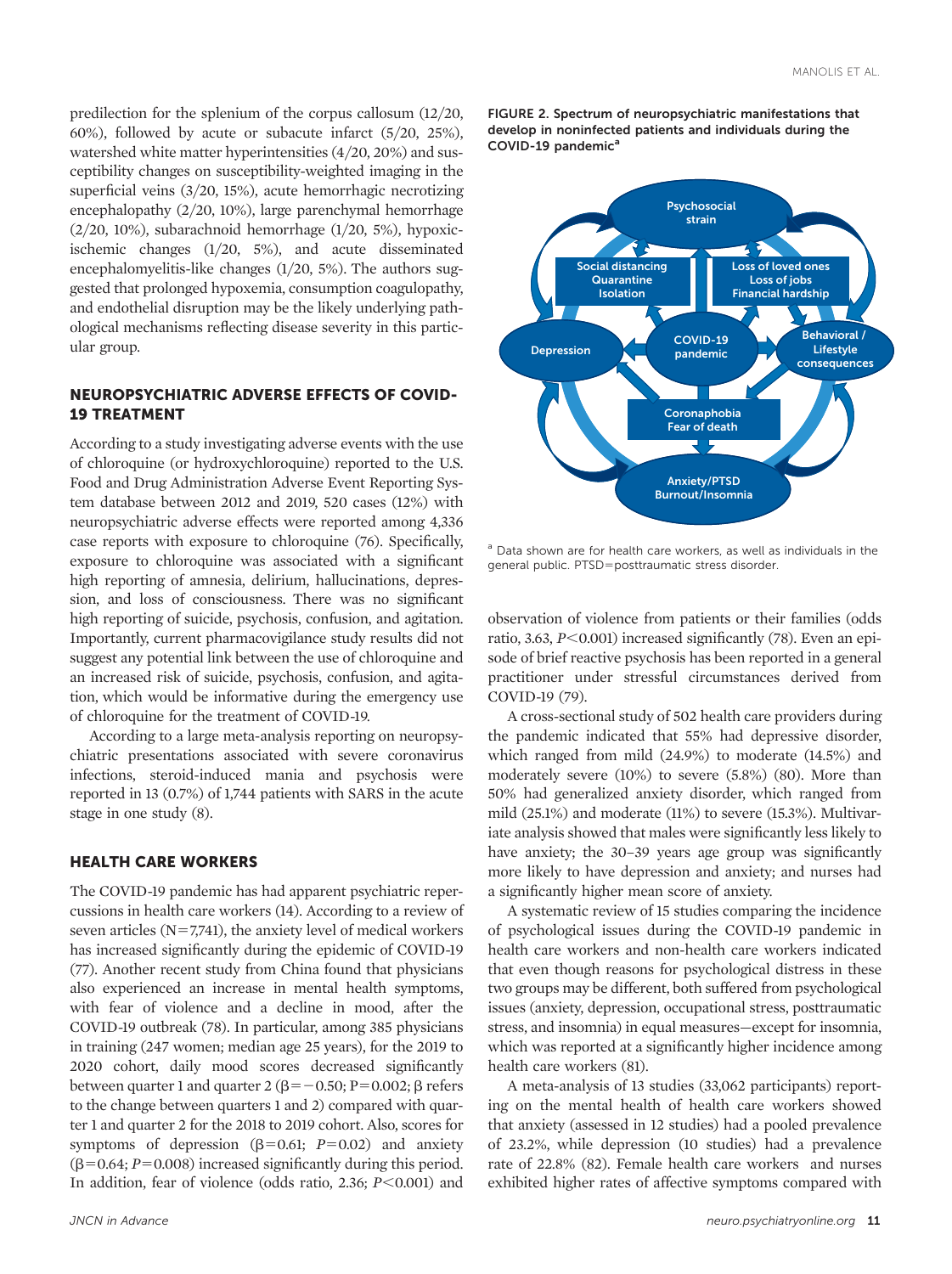predilection for the splenium of the corpus callosum (12/20, 60%), followed by acute or subacute infarct (5/20, 25%), watershed white matter hyperintensities (4/20, 20%) and susceptibility changes on susceptibility-weighted imaging in the superficial veins (3/20, 15%), acute hemorrhagic necrotizing encephalopathy (2/20, 10%), large parenchymal hemorrhage (2/20, 10%), subarachnoid hemorrhage (1/20, 5%), hypoxic-ischemic changes (1/20, 5%), and acute disseminated encephalomyelitis-like changes (1/20, 5%). The authors suggested that prolonged hypoxemia, consumption coagulopathy, and endothelial disruption may be the likely underlying pathological mechanisms reflecting disease severity in this particular group.

## NEUROPSYCHIATRIC ADVERSE EFFECTS OF COVID-19 TREATMENT

According to a study investigating adverse events with the use of chloroquine (or hydroxychloroquine) reported to the U.S. Food and Drug Administration Adverse Event Reporting System database between 2012 and 2019, 520 cases (12%) with neuropsychiatric adverse effects were reported among 4,336 case reports with exposure to chloroquine (76). Specifically, exposure to chloroquine was associated with a significant high reporting of amnesia, delirium, hallucinations, depression, and loss of consciousness. There was no significant high reporting of suicide, psychosis, confusion, and agitation. Importantly, current pharmacovigilance study results did not suggest any potential link between the use of chloroquine and an increased risk of suicide, psychosis, confusion, and agitation, which would be informative during the emergency use of chloroquine for the treatment of COVID-19.

According to a large meta-analysis reporting on neuropsychiatric presentations associated with severe coronavirus infections, steroid-induced mania and psychosis were reported in 13 (0.7%) of 1,744 patients with SARS in the acute stage in one study (8).

## HEALTH CARE WORKERS

The COVID-19 pandemic has had apparent psychiatric repercussions in health care workers (14). According to a review of seven articles (N=7,741), the anxiety level of medical workers has increased significantly during the epidemic of COVID-19 (77). Another recent study from China found that physicians also experienced an increase in mental health symptoms, with fear of violence and a decline in mood, after the COVID-19 outbreak (78). In particular, among 385 physicians in training (247 women; median age 25 years), for the 2019 to 2020 cohort, daily mood scores decreased significantly between quarter 1 and quarter 2 ($\beta=-0.50$; $P=0.002$; $\beta$ refers to the change between quarters 1 and 2) compared with quarter 1 and quarter 2 for the 2018 to 2019 cohort. Also, scores for symptoms of depression ($\beta=0.61$; $P=0.02$) and anxiety ($\beta=0.64$; $P=0.008$) increased significantly during this period. In addition, fear of violence (odds ratio, 2.36; $P<0.001$) and observation of violence from patients or their families (odds ratio, 3.63, $P<0.001$) increased significantly (78). Even an episode of brief reactive psychosis has been reported in a general practitioner under stressful circumstances derived from COVID-19 (79).

A cross-sectional study of 502 health care providers during the pandemic indicated that 55% had depressive disorder, which ranged from mild (24.9%) to moderate (14.5%) and moderately severe (10%) to severe (5.8%) (80). More than 50% had generalized anxiety disorder, which ranged from mild (25.1%) and moderate (11%) to severe (15.3%). Multivariate analysis showed that males were significantly less likely to have anxiety; the 30–39 years age group was significantly more likely to have depression and anxiety; and nurses had a significantly higher mean score of anxiety.

A systematic review of 15 studies comparing the incidence of psychological issues during the COVID-19 pandemic in health care workers and non-health care workers indicated that even though reasons for psychological distress in these two groups may be different, both suffered from psychological issues (anxiety, depression, occupational stress, posttraumatic stress, and insomnia) in equal measures—except for insomnia, which was reported at a significantly higher incidence among health care workers (81).

A meta-analysis of 13 studies (33,062 participants) reporting on the mental health of health care workers showed that anxiety (assessed in 12 studies) had a pooled prevalence of 23.2%, while depression (10 studies) had a prevalence rate of 22.8% (82). Female health care workers and nurses exhibited higher rates of affective symptoms compared with

FIGURE 2. Spectrum of neuropsychiatric manifestations that develop in noninfected patients and individuals during the COVID-19 pandemic[a]

Psychosocial strain; Social distancing, Quarantine, Isolation; Loss of loved ones, Loss of jobs, Financial hardship; Depression; COVID-19 pandemic; Behavioral / Lifestyle consequences; Coronaphobia, Fear of death; Anxiety/PTSD, Burnout/Insomnia

[a] Data shown are for health care workers, as well as individuals in the general public. PTSD=posttraumatic stress disorder.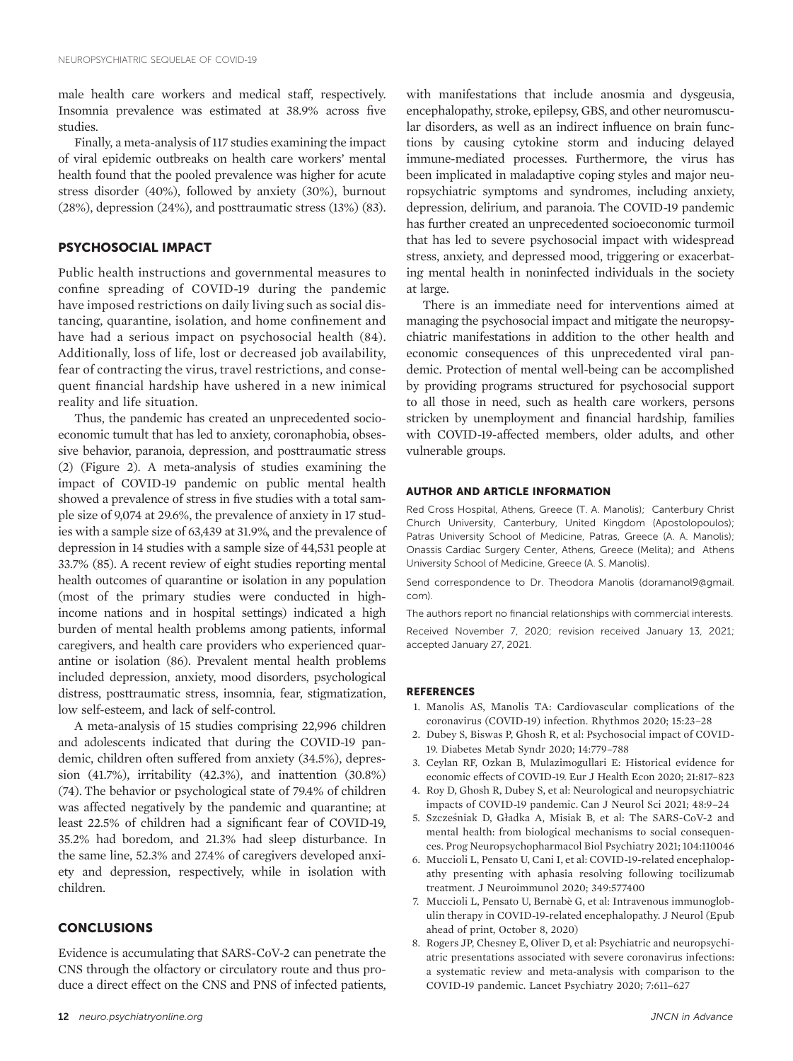male health care workers and medical staff, respectively. Insomnia prevalence was estimated at 38.9% across five studies.

Finally, a meta-analysis of 117 studies examining the impact of viral epidemic outbreaks on health care workers' mental health found that the pooled prevalence was higher for acute stress disorder (40%), followed by anxiety (30%), burnout (28%), depression (24%), and posttraumatic stress (13%) (83).

## PSYCHOSOCIAL IMPACT

Public health instructions and governmental measures to confine spreading of COVID-19 during the pandemic have imposed restrictions on daily living such as social distancing, quarantine, isolation, and home confinement and have had a serious impact on psychosocial health (84). Additionally, loss of life, lost or decreased job availability, fear of contracting the virus, travel restrictions, and consequent financial hardship have ushered in a new inimical reality and life situation.

Thus, the pandemic has created an unprecedented socioeconomic tumult that has led to anxiety, coronaphobia, obsessive behavior, paranoia, depression, and posttraumatic stress (2) (Figure 2). A meta-analysis of studies examining the impact of COVID-19 pandemic on public mental health showed a prevalence of stress in five studies with a total sample size of 9,074 at 29.6%, the prevalence of anxiety in 17 studies with a sample size of 63,439 at 31.9%, and the prevalence of depression in 14 studies with a sample size of 44,531 people at 33.7% (85). A recent review of eight studies reporting mental health outcomes of quarantine or isolation in any population (most of the primary studies were conducted in high-income nations and in hospital settings) indicated a high burden of mental health problems among patients, informal caregivers, and health care providers who experienced quarantine or isolation (86). Prevalent mental health problems included depression, anxiety, mood disorders, psychological distress, posttraumatic stress, insomnia, fear, stigmatization, low self-esteem, and lack of self-control.

A meta-analysis of 15 studies comprising 22,996 children and adolescents indicated that during the COVID-19 pandemic, children often suffered from anxiety (34.5%), depression (41.7%), irritability (42.3%), and inattention (30.8%) (74). The behavior or psychological state of 79.4% of children was affected negatively by the pandemic and quarantine; at least 22.5% of children had a significant fear of COVID-19, 35.2% had boredom, and 21.3% had sleep disturbance. In the same line, 52.3% and 27.4% of caregivers developed anxiety and depression, respectively, while in isolation with children.

## CONCLUSIONS

Evidence is accumulating that SARS-CoV-2 can penetrate the CNS through the olfactory or circulatory route and thus produce a direct effect on the CNS and PNS of infected patients, with manifestations that include anosmia and dysgeusia, encephalopathy, stroke, epilepsy, GBS, and other neuromuscular disorders, as well as an indirect influence on brain functions by causing cytokine storm and inducing delayed immune-mediated processes. Furthermore, the virus has been implicated in maladaptive coping styles and major neuropsychiatric symptoms and syndromes, including anxiety, depression, delirium, and paranoia. The COVID-19 pandemic has further created an unprecedented socioeconomic turmoil that has led to severe psychosocial impact with widespread stress, anxiety, and depressed mood, triggering or exacerbating mental health in noninfected individuals in the society at large.

There is an immediate need for interventions aimed at managing the psychosocial impact and mitigate the neuropsychiatric manifestations in addition to the other health and economic consequences of this unprecedented viral pandemic. Protection of mental well-being can be accomplished by providing programs structured for psychosocial support to all those in need, such as health care workers, persons stricken by unemployment and financial hardship, families with COVID-19-affected members, older adults, and other vulnerable groups.

#### AUTHOR AND ARTICLE INFORMATION

Red Cross Hospital, Athens, Greece (T. A. Manolis); Canterbury Christ Church University, Canterbury, United Kingdom (Apostolopoulos); Patras University School of Medicine, Patras, Greece (A. A. Manolis); Onassis Cardiac Surgery Center, Athens, Greece (Melita); and Athens University School of Medicine, Greece (A. S. Manolis).

Send correspondence to Dr. Theodora Manolis (doramanol9@gmail.com).

The authors report no financial relationships with commercial interests.

Received November 7, 2020; revision received January 13, 2021; accepted January 27, 2021.

#### REFERENCES

1. Manolis AS, Manolis TA: Cardiovascular complications of the coronavirus (COVID-19) infection. Rhythmos 2020; 15:23–28
2. Dubey S, Biswas P, Ghosh R, et al: Psychosocial impact of COVID-19. Diabetes Metab Syndr 2020; 14:779–788
3. Ceylan RF, Ozkan B, Mulazimogullari E: Historical evidence for economic effects of COVID-19. Eur J Health Econ 2020; 21:817–823
4. Roy D, Ghosh R, Dubey S, et al: Neurological and neuropsychiatric impacts of COVID-19 pandemic. Can J Neurol Sci 2021; 48:9–24
5. Szcześniak D, Gładka A, Misiak B, et al: The SARS-CoV-2 and mental health: from biological mechanisms to social consequences. Prog Neuropsychopharmacol Biol Psychiatry 2021; 104:110046
6. Muccioli L, Pensato U, Cani I, et al: COVID-19-related encephalopathy presenting with aphasia resolving following tocilizumab treatment. J Neuroimmunol 2020; 349:577400
7. Muccioli L, Pensato U, Bernabè G, et al: Intravenous immunoglobulin therapy in COVID-19-related encephalopathy. J Neurol (Epub ahead of print, October 8, 2020)
8. Rogers JP, Chesney E, Oliver D, et al: Psychiatric and neuropsychiatric presentations associated with severe coronavirus infections: a systematic review and meta-analysis with comparison to the COVID-19 pandemic. Lancet Psychiatry 2020; 7:611–627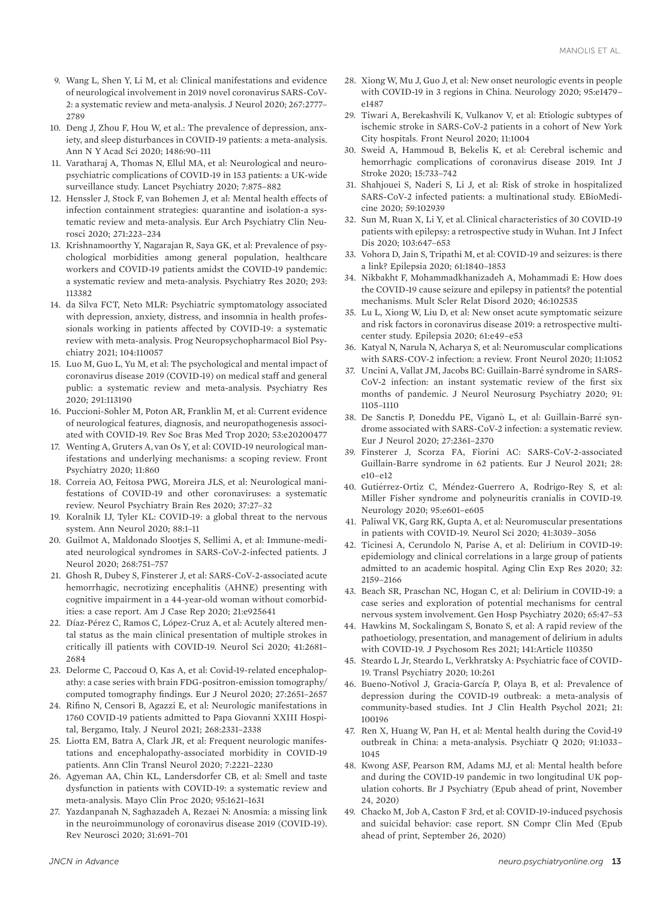9. Wang L, Shen Y, Li M, et al: Clinical manifestations and evidence of neurological involvement in 2019 novel coronavirus SARS-CoV-2: a systematic review and meta-analysis. J Neurol 2020; 267:2777–2789
10. Deng J, Zhou F, Hou W, et al.: The prevalence of depression, anxiety, and sleep disturbances in COVID-19 patients: a meta-analysis. Ann N Y Acad Sci 2020; 1486:90–111
11. Varatharaj A, Thomas N, Ellul MA, et al: Neurological and neuropsychiatric complications of COVID-19 in 153 patients: a UK-wide surveillance study. Lancet Psychiatry 2020; 7:875–882
12. Henssler J, Stock F, van Bohemen J, et al: Mental health effects of infection containment strategies: quarantine and isolation-a systematic review and meta-analysis. Eur Arch Psychiatry Clin Neurosci 2020; 271:223–234
13. Krishnamoorthy Y, Nagarajan R, Saya GK, et al: Prevalence of psychological morbidities among general population, healthcare workers and COVID-19 patients amidst the COVID-19 pandemic: a systematic review and meta-analysis. Psychiatry Res 2020; 293: 113382
14. da Silva FCT, Neto MLR: Psychiatric symptomatology associated with depression, anxiety, distress, and insomnia in health professionals working in patients affected by COVID-19: a systematic review with meta-analysis. Prog Neuropsychopharmacol Biol Psychiatry 2021; 104:110057
15. Luo M, Guo L, Yu M, et al: The psychological and mental impact of coronavirus disease 2019 (COVID-19) on medical staff and general public: a systematic review and meta-analysis. Psychiatry Res 2020; 291:113190
16. Puccioni-Sohler M, Poton AR, Franklin M, et al: Current evidence of neurological features, diagnosis, and neuropathogenesis associated with COVID-19. Rev Soc Bras Med Trop 2020; 53:e20200477
17. Wenting A, Gruters A, van Os Y, et al: COVID-19 neurological manifestations and underlying mechanisms: a scoping review. Front Psychiatry 2020; 11:860
18. Correia AO, Feitosa PWG, Moreira JLS, et al: Neurological manifestations of COVID-19 and other coronaviruses: a systematic review. Neurol Psychiatry Brain Res 2020; 37:27–32
19. Koralnik IJ, Tyler KL: COVID-19: a global threat to the nervous system. Ann Neurol 2020; 88:1–11
20. Guilmot A, Maldonado Slootjes S, Sellimi A, et al: Immune-mediated neurological syndromes in SARS-CoV-2-infected patients. J Neurol 2020; 268:751–757
21. Ghosh R, Dubey S, Finsterer J, et al: SARS-CoV-2-associated acute hemorrhagic, necrotizing encephalitis (AHNE) presenting with cognitive impairment in a 44-year-old woman without comorbidities: a case report. Am J Case Rep 2020; 21:e925641
22. Díaz-Pérez C, Ramos C, López-Cruz A, et al: Acutely altered mental status as the main clinical presentation of multiple strokes in critically ill patients with COVID-19. Neurol Sci 2020; 41:2681–2684
23. Delorme C, Paccoud O, Kas A, et al: Covid-19-related encephalopathy: a case series with brain FDG-positron-emission tomography/computed tomography findings. Eur J Neurol 2020; 27:2651–2657
24. Rifino N, Censori B, Agazzi E, et al: Neurologic manifestations in 1760 COVID-19 patients admitted to Papa Giovanni XXIII Hospital, Bergamo, Italy. J Neurol 2021; 268:2331–2338
25. Liotta EM, Batra A, Clark JR, et al: Frequent neurologic manifestations and encephalopathy-associated morbidity in COVID-19 patients. Ann Clin Transl Neurol 2020; 7:2221–2230
26. Agyeman AA, Chin KL, Landersdorfer CB, et al: Smell and taste dysfunction in patients with COVID-19: a systematic review and meta-analysis. Mayo Clin Proc 2020; 95:1621–1631
27. Yazdanpanah N, Saghazadeh A, Rezaei N: Anosmia: a missing link in the neuroimmunology of coronavirus disease 2019 (COVID-19). Rev Neurosci 2020; 31:691–701
28. Xiong W, Mu J, Guo J, et al: New onset neurologic events in people with COVID-19 in 3 regions in China. Neurology 2020; 95:e1479–e1487
29. Tiwari A, Berekashvili K, Vulkanov V, et al: Etiologic subtypes of ischemic stroke in SARS-CoV-2 patients in a cohort of New York City hospitals. Front Neurol 2020; 11:1004
30. Sweid A, Hammoud B, Bekelis K, et al: Cerebral ischemic and hemorrhagic complications of coronavirus disease 2019. Int J Stroke 2020; 15:733–742
31. Shahjouei S, Naderi S, Li J, et al: Risk of stroke in hospitalized SARS-CoV-2 infected patients: a multinational study. EBioMedicine 2020; 59:102939
32. Sun M, Ruan X, Li Y, et al. Clinical characteristics of 30 COVID-19 patients with epilepsy: a retrospective study in Wuhan. Int J Infect Dis 2020; 103:647–653
33. Vohora D, Jain S, Tripathi M, et al: COVID-19 and seizures: is there a link? Epilepsia 2020; 61:1840–1853
34. Nikbakht F, Mohammadkhanizadeh A, Mohammadi E: How does the COVID-19 cause seizure and epilepsy in patients? the potential mechanisms. Mult Scler Relat Disord 2020; 46:102535
35. Lu L, Xiong W, Liu D, et al: New onset acute symptomatic seizure and risk factors in coronavirus disease 2019: a retrospective multicenter study. Epilepsia 2020; 61:e49–e53
36. Katyal N, Narula N, Acharya S, et al: Neuromuscular complications with SARS-COV-2 infection: a review. Front Neurol 2020; 11:1052
37. Uncini A, Vallat JM, Jacobs BC: Guillain-Barré syndrome in SARS-CoV-2 infection: an instant systematic review of the first six months of pandemic. J Neurol Neurosurg Psychiatry 2020; 91: 1105–1110
38. De Sanctis P, Doneddu PE, Viganò L, et al: Guillain-Barré syndrome associated with SARS-CoV-2 infection: a systematic review. Eur J Neurol 2020; 27:2361–2370
39. Finsterer J, Scorza FA, Fiorini AC: SARS-CoV-2-associated Guillain-Barre syndrome in 62 patients. Eur J Neurol 2021; 28: e10–e12
40. Gutiérrez-Ortiz C, Méndez-Guerrero A, Rodrigo-Rey S, et al: Miller Fisher syndrome and polyneuritis cranialis in COVID-19. Neurology 2020; 95:e601–e605
41. Paliwal VK, Garg RK, Gupta A, et al: Neuromuscular presentations in patients with COVID-19. Neurol Sci 2020; 41:3039–3056
42. Ticinesi A, Cerundolo N, Parise A, et al: Delirium in COVID-19: epidemiology and clinical correlations in a large group of patients admitted to an academic hospital. Aging Clin Exp Res 2020; 32: 2159–2166
43. Beach SR, Praschan NC, Hogan C, et al: Delirium in COVID-19: a case series and exploration of potential mechanisms for central nervous system involvement. Gen Hosp Psychiatry 2020; 65:47–53
44. Hawkins M, Sockalingam S, Bonato S, et al: A rapid review of the pathoetiology, presentation, and management of delirium in adults with COVID-19. J Psychosom Res 2021; 141:Article 110350
45. Steardo L Jr, Steardo L, Verkhratsky A: Psychiatric face of COVID-19. Transl Psychiatry 2020; 10:261
46. Bueno-Notivol J, Gracia-García P, Olaya B, et al: Prevalence of depression during the COVID-19 outbreak: a meta-analysis of community-based studies. Int J Clin Health Psychol 2021; 21: 100196
47. Ren X, Huang W, Pan H, et al: Mental health during the Covid-19 outbreak in China: a meta-analysis. Psychiatr Q 2020; 91:1033–1045
48. Kwong ASF, Pearson RM, Adams MJ, et al: Mental health before and during the COVID-19 pandemic in two longitudinal UK population cohorts. Br J Psychiatry (Epub ahead of print, November 24, 2020)
49. Chacko M, Job A, Caston F 3rd, et al: COVID-19-induced psychosis and suicidal behavior: case report. SN Compr Clin Med (Epub ahead of print, September 26, 2020)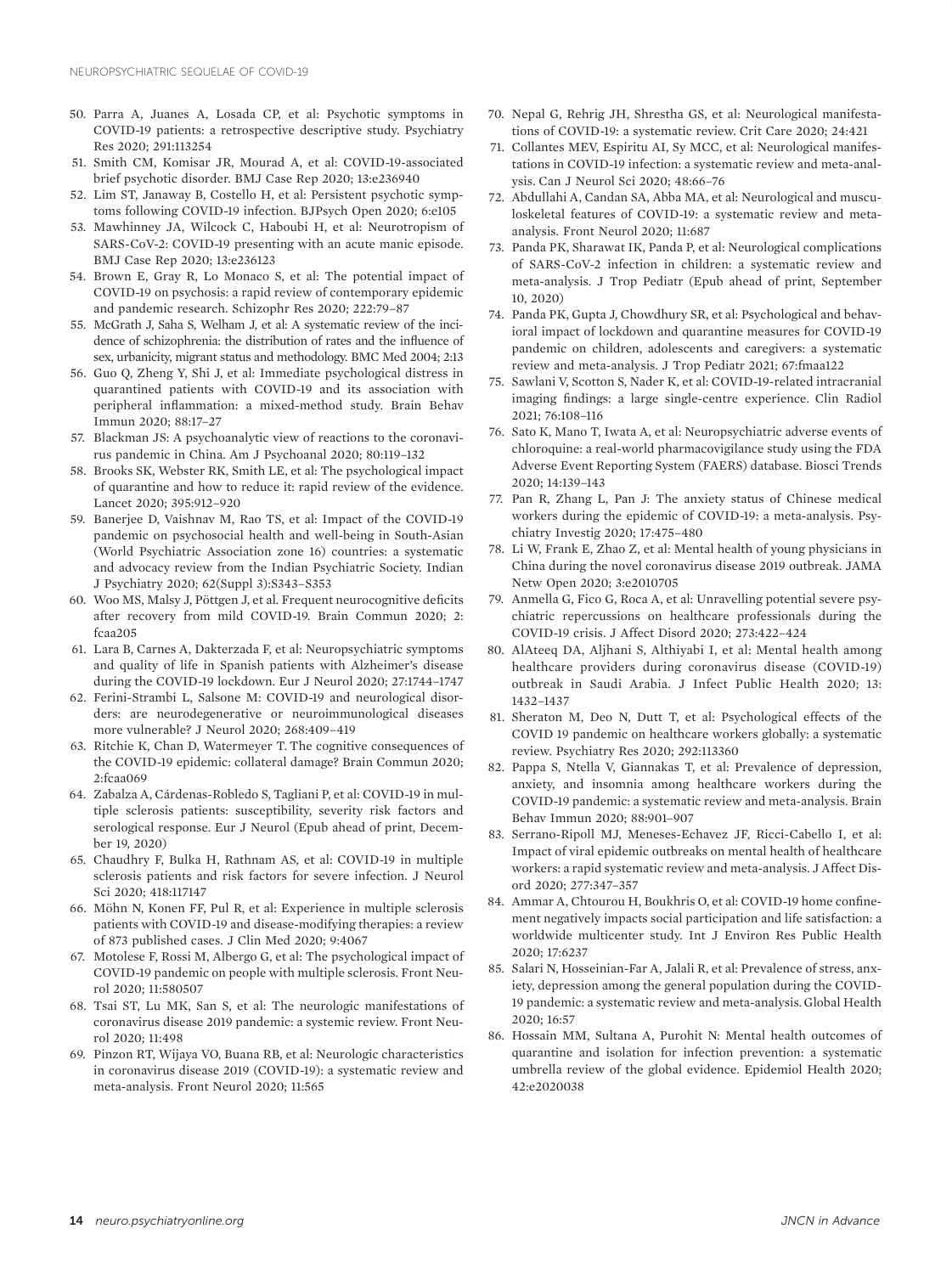50. Parra A, Juanes A, Losada CP, et al: Psychotic symptoms in COVID-19 patients: a retrospective descriptive study. Psychiatry Res 2020; 291:113254
51. Smith CM, Komisar JR, Mourad A, et al: COVID-19-associated brief psychotic disorder. BMJ Case Rep 2020; 13:e236940
52. Lim ST, Janaway B, Costello H, et al: Persistent psychotic symptoms following COVID-19 infection. BJPsych Open 2020; 6:e105
53. Mawhinney JA, Wilcock C, Haboubi H, et al: Neurotropism of SARS-CoV-2: COVID-19 presenting with an acute manic episode. BMJ Case Rep 2020; 13:e236123
54. Brown E, Gray R, Lo Monaco S, et al: The potential impact of COVID-19 on psychosis: a rapid review of contemporary epidemic and pandemic research. Schizophr Res 2020; 222:79–87
55. McGrath J, Saha S, Welham J, et al: A systematic review of the incidence of schizophrenia: the distribution of rates and the influence of sex, urbanicity, migrant status and methodology. BMC Med 2004; 2:13
56. Guo Q, Zheng Y, Shi J, et al: Immediate psychological distress in quarantined patients with COVID-19 and its association with peripheral inflammation: a mixed-method study. Brain Behav Immun 2020; 88:17–27
57. Blackman JS: A psychoanalytic view of reactions to the coronavirus pandemic in China. Am J Psychoanal 2020; 80:119–132
58. Brooks SK, Webster RK, Smith LE, et al: The psychological impact of quarantine and how to reduce it: rapid review of the evidence. Lancet 2020; 395:912–920
59. Banerjee D, Vaishnav M, Rao TS, et al: Impact of the COVID-19 pandemic on psychosocial health and well-being in South-Asian (World Psychiatric Association zone 16) countries: a systematic and advocacy review from the Indian Psychiatric Society. Indian J Psychiatry 2020; 62(Suppl 3):S343–S353
60. Woo MS, Malsy J, Pöttgen J, et al. Frequent neurocognitive deficits after recovery from mild COVID-19. Brain Commun 2020; 2: fcaa205
61. Lara B, Carnes A, Dakterzada F, et al: Neuropsychiatric symptoms and quality of life in Spanish patients with Alzheimer's disease during the COVID-19 lockdown. Eur J Neurol 2020; 27:1744–1747
62. Ferini-Strambi L, Salsone M: COVID-19 and neurological disorders: are neurodegenerative or neuroimmunological diseases more vulnerable? J Neurol 2020; 268:409–419
63. Ritchie K, Chan D, Watermeyer T. The cognitive consequences of the COVID-19 epidemic: collateral damage? Brain Commun 2020; 2:fcaa069
64. Zabalza A, Cárdenas-Robledo S, Tagliani P, et al: COVID-19 in multiple sclerosis patients: susceptibility, severity risk factors and serological response. Eur J Neurol (Epub ahead of print, December 19, 2020)
65. Chaudhry F, Bulka H, Rathnam AS, et al: COVID-19 in multiple sclerosis patients and risk factors for severe infection. J Neurol Sci 2020; 418:117147
66. Möhn N, Konen FF, Pul R, et al: Experience in multiple sclerosis patients with COVID-19 and disease-modifying therapies: a review of 873 published cases. J Clin Med 2020; 9:4067
67. Motolese F, Rossi M, Albergo G, et al: The psychological impact of COVID-19 pandemic on people with multiple sclerosis. Front Neurol 2020; 11:580507
68. Tsai ST, Lu MK, San S, et al: The neurologic manifestations of coronavirus disease 2019 pandemic: a systemic review. Front Neurol 2020; 11:498
69. Pinzon RT, Wijaya VO, Buana RB, et al: Neurologic characteristics in coronavirus disease 2019 (COVID-19): a systematic review and meta-analysis. Front Neurol 2020; 11:565
70. Nepal G, Rehrig JH, Shrestha GS, et al: Neurological manifestations of COVID-19: a systematic review. Crit Care 2020; 24:421
71. Collantes MEV, Espiritu AI, Sy MCC, et al: Neurological manifestations in COVID-19 infection: a systematic review and meta-analysis. Can J Neurol Sci 2020; 48:66–76
72. Abdullahi A, Candan SA, Abba MA, et al: Neurological and musculoskeletal features of COVID-19: a systematic review and meta-analysis. Front Neurol 2020; 11:687
73. Panda PK, Sharawat IK, Panda P, et al: Neurological complications of SARS-CoV-2 infection in children: a systematic review and meta-analysis. J Trop Pediatr (Epub ahead of print, September 10, 2020)
74. Panda PK, Gupta J, Chowdhury SR, et al: Psychological and behavioral impact of lockdown and quarantine measures for COVID-19 pandemic on children, adolescents and caregivers: a systematic review and meta-analysis. J Trop Pediatr 2021; 67:fmaa122
75. Sawlani V, Scotton S, Nader K, et al: COVID-19-related intracranial imaging findings: a large single-centre experience. Clin Radiol 2021; 76:108–116
76. Sato K, Mano T, Iwata A, et al: Neuropsychiatric adverse events of chloroquine: a real-world pharmacovigilance study using the FDA Adverse Event Reporting System (FAERS) database. Biosci Trends 2020; 14:139–143
77. Pan R, Zhang L, Pan J: The anxiety status of Chinese medical workers during the epidemic of COVID-19: a meta-analysis. Psychiatry Investig 2020; 17:475–480
78. Li W, Frank E, Zhao Z, et al: Mental health of young physicians in China during the novel coronavirus disease 2019 outbreak. JAMA Netw Open 2020; 3:e2010705
79. Anmella G, Fico G, Roca A, et al: Unravelling potential severe psychiatric repercussions on healthcare professionals during the COVID-19 crisis. J Affect Disord 2020; 273:422–424
80. AlAteeq DA, Aljhani S, Althiyabi I, et al: Mental health among healthcare providers during coronavirus disease (COVID-19) outbreak in Saudi Arabia. J Infect Public Health 2020; 13: 1432–1437
81. Sheraton M, Deo N, Dutt T, et al: Psychological effects of the COVID 19 pandemic on healthcare workers globally: a systematic review. Psychiatry Res 2020; 292:113360
82. Pappa S, Ntella V, Giannakas T, et al: Prevalence of depression, anxiety, and insomnia among healthcare workers during the COVID-19 pandemic: a systematic review and meta-analysis. Brain Behav Immun 2020; 88:901–907
83. Serrano-Ripoll MJ, Meneses-Echavez JF, Ricci-Cabello I, et al: Impact of viral epidemic outbreaks on mental health of healthcare workers: a rapid systematic review and meta-analysis. J Affect Disord 2020; 277:347–357
84. Ammar A, Chtourou H, Boukhris O, et al: COVID-19 home confinement negatively impacts social participation and life satisfaction: a worldwide multicenter study. Int J Environ Res Public Health 2020; 17:6237
85. Salari N, Hosseinian-Far A, Jalali R, et al: Prevalence of stress, anxiety, depression among the general population during the COVID-19 pandemic: a systematic review and meta-analysis. Global Health 2020; 16:57
86. Hossain MM, Sultana A, Purohit N: Mental health outcomes of quarantine and isolation for infection prevention: a systematic umbrella review of the global evidence. Epidemiol Health 2020; 42:e2020038